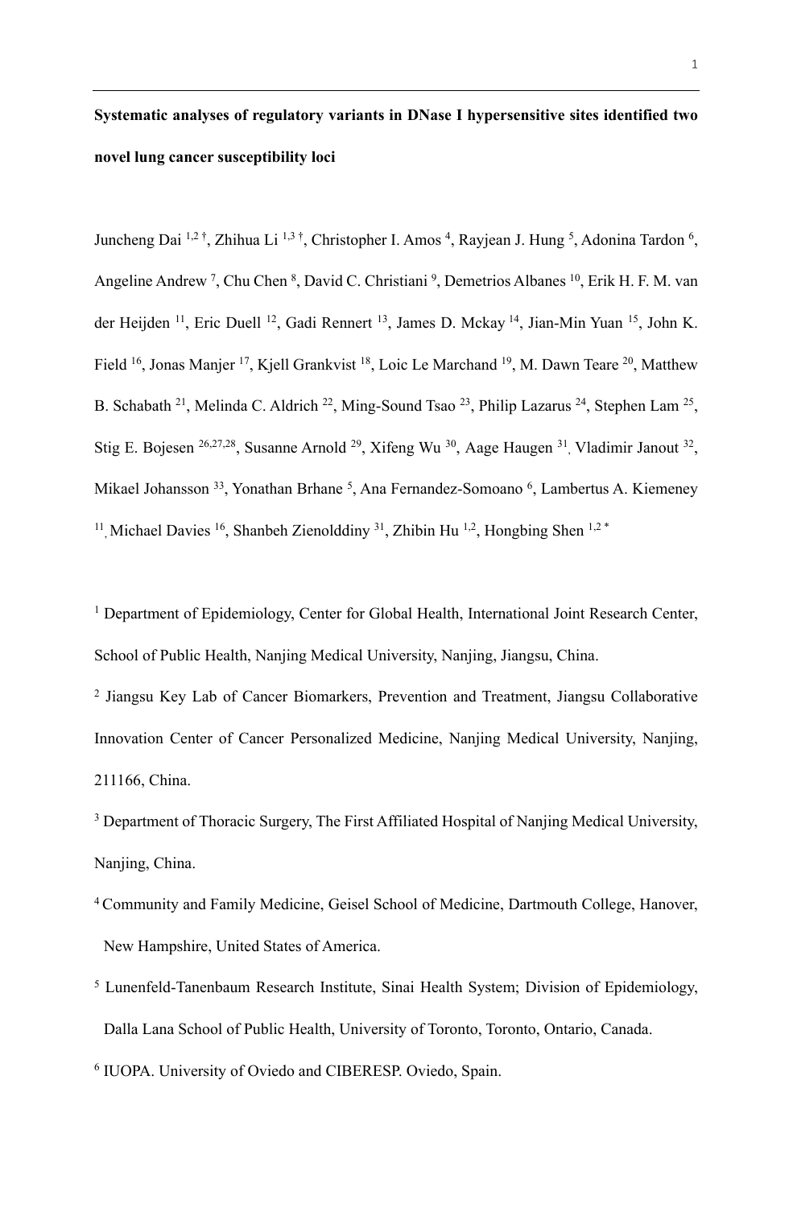**Systematic analyses of regulatory variants in DNase I hypersensitive sites identified two novel lung cancer susceptibility loci**

Juncheng Dai [1,2 †], Zhihua Li [1,3 †], Christopher I. Amos [4], Rayjean J. Hung [5], Adonina Tardon [6], Angeline Andrew [7], Chu Chen [8], David C. Christiani [9], Demetrios Albanes [10], Erik H. F. M. van der Heijden [11], Eric Duell [12], Gadi Rennert [13], James D. Mckay [14], Jian-Min Yuan [15], John K. Field [16], Jonas Manjer [17], Kjell Grankvist [18], Loic Le Marchand [19], M. Dawn Teare [20], Matthew B. Schabath [21], Melinda C. Aldrich [22], Ming-Sound Tsao [23], Philip Lazarus [24], Stephen Lam [25], Stig E. Bojesen [26,27,28], Susanne Arnold [29], Xifeng Wu [30], Aage Haugen [31], Vladimir Janout [32], Mikael Johansson [33], Yonathan Brhane [5], Ana Fernandez-Somoano [6], Lambertus A. Kiemeney [11], Michael Davies [16], Shanbeh Zienolddiny [31], Zhibin Hu [1,2], Hongbing Shen [1,2 *]

[1] Department of Epidemiology, Center for Global Health, International Joint Research Center, School of Public Health, Nanjing Medical University, Nanjing, Jiangsu, China.

[2] Jiangsu Key Lab of Cancer Biomarkers, Prevention and Treatment, Jiangsu Collaborative Innovation Center of Cancer Personalized Medicine, Nanjing Medical University, Nanjing, 211166, China.

[3] Department of Thoracic Surgery, The First Affiliated Hospital of Nanjing Medical University, Nanjing, China.

[4] Community and Family Medicine, Geisel School of Medicine, Dartmouth College, Hanover, New Hampshire, United States of America.

[5] Lunenfeld-Tanenbaum Research Institute, Sinai Health System; Division of Epidemiology, Dalla Lana School of Public Health, University of Toronto, Toronto, Ontario, Canada.

[6] IUOPA. University of Oviedo and CIBERESP. Oviedo, Spain.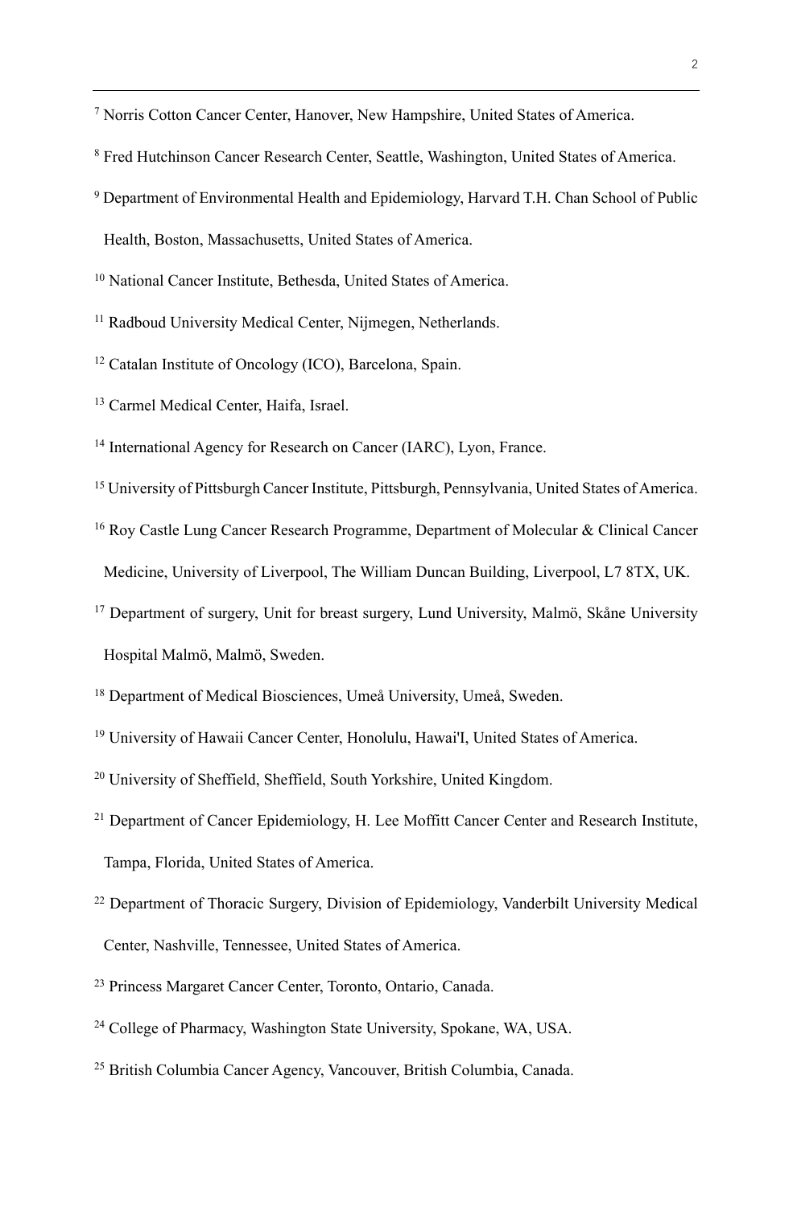[7] Norris Cotton Cancer Center, Hanover, New Hampshire, United States of America.

[8] Fred Hutchinson Cancer Research Center, Seattle, Washington, United States of America.

[9] Department of Environmental Health and Epidemiology, Harvard T.H. Chan School of Public Health, Boston, Massachusetts, United States of America.

[10] National Cancer Institute, Bethesda, United States of America.

[11] Radboud University Medical Center, Nijmegen, Netherlands.

[12] Catalan Institute of Oncology (ICO), Barcelona, Spain.

[13] Carmel Medical Center, Haifa, Israel.

[14] International Agency for Research on Cancer (IARC), Lyon, France.

[15] University of Pittsburgh Cancer Institute, Pittsburgh, Pennsylvania, United States of America.

[16] Roy Castle Lung Cancer Research Programme, Department of Molecular & Clinical Cancer Medicine, University of Liverpool, The William Duncan Building, Liverpool, L7 8TX, UK.

[17] Department of surgery, Unit for breast surgery, Lund University, Malmö, Skåne University Hospital Malmö, Malmö, Sweden.

[18] Department of Medical Biosciences, Umeå University, Umeå, Sweden.

[19] University of Hawaii Cancer Center, Honolulu, Hawai'I, United States of America.

[20] University of Sheffield, Sheffield, South Yorkshire, United Kingdom.

[21] Department of Cancer Epidemiology, H. Lee Moffitt Cancer Center and Research Institute, Tampa, Florida, United States of America.

[22] Department of Thoracic Surgery, Division of Epidemiology, Vanderbilt University Medical Center, Nashville, Tennessee, United States of America.

[23] Princess Margaret Cancer Center, Toronto, Ontario, Canada.

[24] College of Pharmacy, Washington State University, Spokane, WA, USA.

[25] British Columbia Cancer Agency, Vancouver, British Columbia, Canada.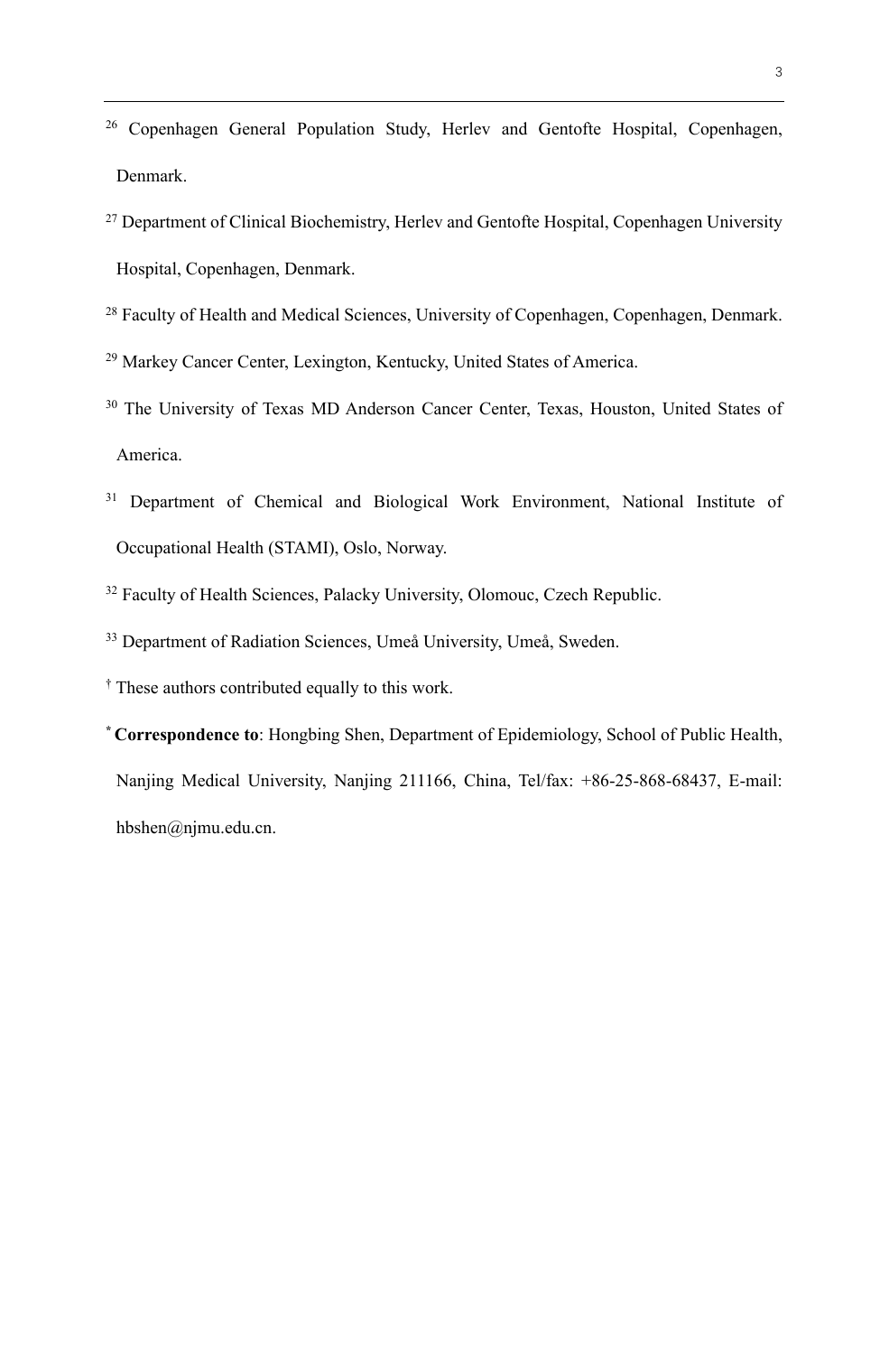[26] Copenhagen General Population Study, Herlev and Gentofte Hospital, Copenhagen, Denmark.

[27] Department of Clinical Biochemistry, Herlev and Gentofte Hospital, Copenhagen University Hospital, Copenhagen, Denmark.

[28] Faculty of Health and Medical Sciences, University of Copenhagen, Copenhagen, Denmark.

[29] Markey Cancer Center, Lexington, Kentucky, United States of America.

[30] The University of Texas MD Anderson Cancer Center, Texas, Houston, United States of America.

[31] Department of Chemical and Biological Work Environment, National Institute of Occupational Health (STAMI), Oslo, Norway.

[32] Faculty of Health Sciences, Palacky University, Olomouc, Czech Republic.

[33] Department of Radiation Sciences, Umeå University, Umeå, Sweden.

[†] These authors contributed equally to this work.

[*] **Correspondence to**: Hongbing Shen, Department of Epidemiology, School of Public Health, Nanjing Medical University, Nanjing 211166, China, Tel/fax: +86-25-868-68437, E-mail: hbshen@njmu.edu.cn.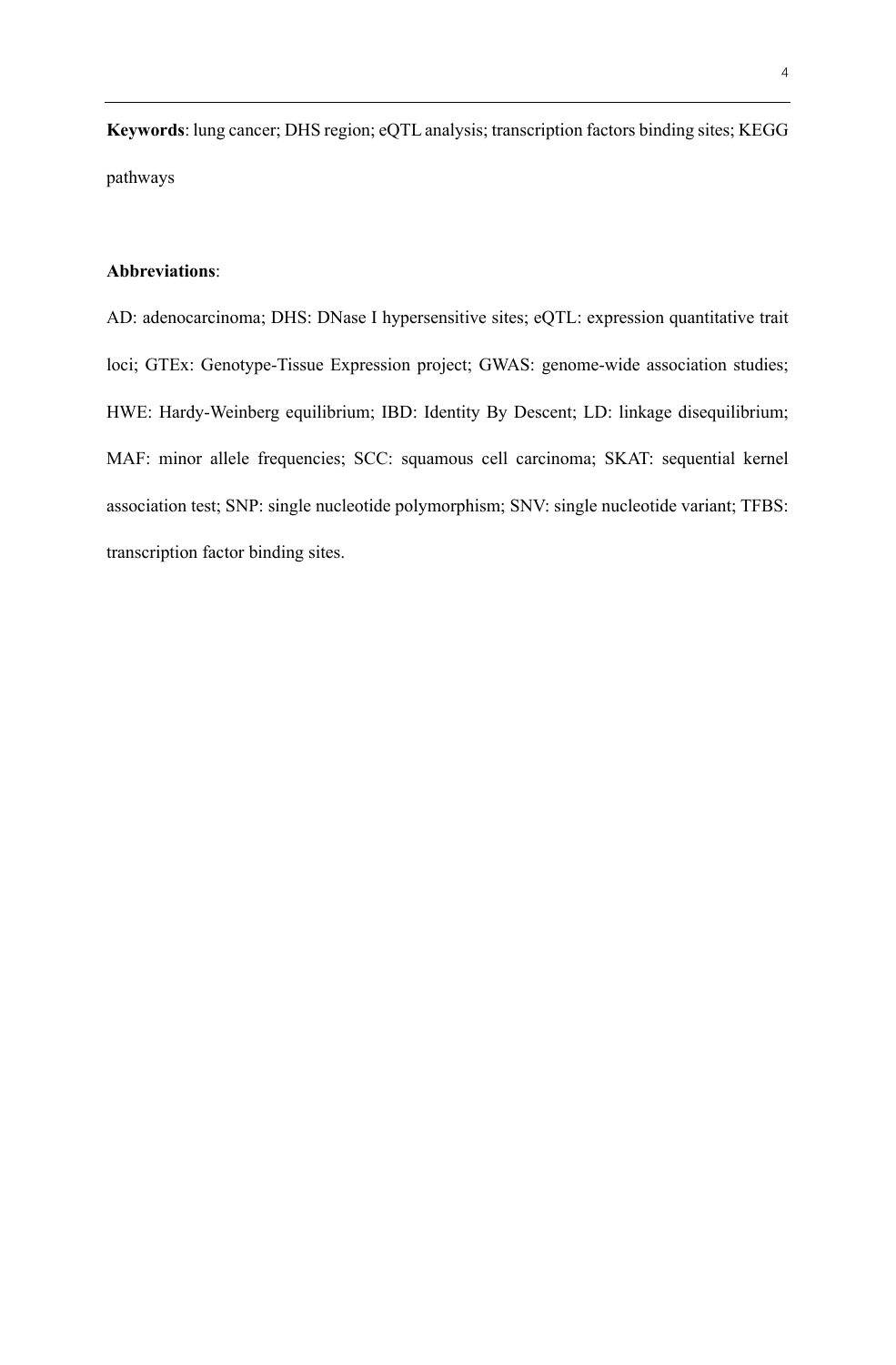**Keywords**: lung cancer; DHS region; eQTL analysis; transcription factors binding sites; KEGG pathways

**Abbreviations**:

AD: adenocarcinoma; DHS: DNase I hypersensitive sites; eQTL: expression quantitative trait loci; GTEx: Genotype-Tissue Expression project; GWAS: genome-wide association studies; HWE: Hardy-Weinberg equilibrium; IBD: Identity By Descent; LD: linkage disequilibrium; MAF: minor allele frequencies; SCC: squamous cell carcinoma; SKAT: sequential kernel association test; SNP: single nucleotide polymorphism; SNV: single nucleotide variant; TFBS: transcription factor binding sites.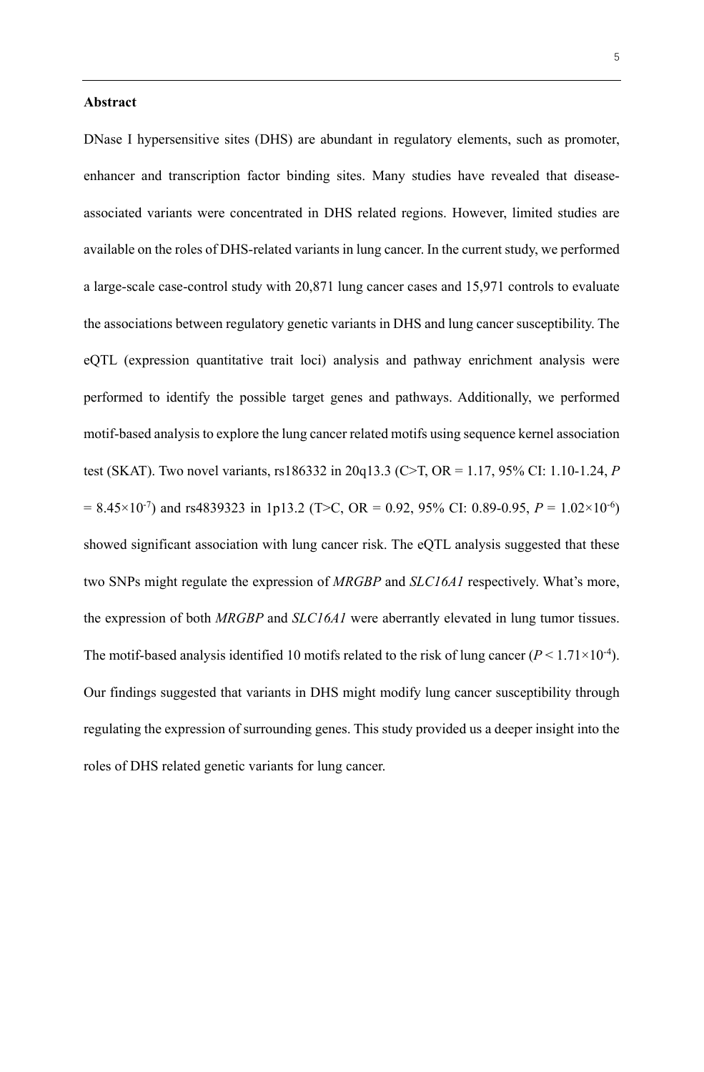**Abstract**

DNase I hypersensitive sites (DHS) are abundant in regulatory elements, such as promoter, enhancer and transcription factor binding sites. Many studies have revealed that disease-associated variants were concentrated in DHS related regions. However, limited studies are available on the roles of DHS-related variants in lung cancer. In the current study, we performed a large-scale case-control study with 20,871 lung cancer cases and 15,971 controls to evaluate the associations between regulatory genetic variants in DHS and lung cancer susceptibility. The eQTL (expression quantitative trait loci) analysis and pathway enrichment analysis were performed to identify the possible target genes and pathways. Additionally, we performed motif-based analysis to explore the lung cancer related motifs using sequence kernel association test (SKAT). Two novel variants, rs186332 in 20q13.3 (C>T, OR = 1.17, 95% CI: 1.10-1.24, $P = 8.45\times10^{-7}$) and rs4839323 in 1p13.2 (T>C, OR = 0.92, 95% CI: 0.89-0.95, $P = 1.02\times10^{-6}$) showed significant association with lung cancer risk. The eQTL analysis suggested that these two SNPs might regulate the expression of *MRGBP* and *SLC16A1* respectively. What's more, the expression of both *MRGBP* and *SLC16A1* were aberrantly elevated in lung tumor tissues. The motif-based analysis identified 10 motifs related to the risk of lung cancer ($P < 1.71\times10^{-4}$). Our findings suggested that variants in DHS might modify lung cancer susceptibility through regulating the expression of surrounding genes. This study provided us a deeper insight into the roles of DHS related genetic variants for lung cancer.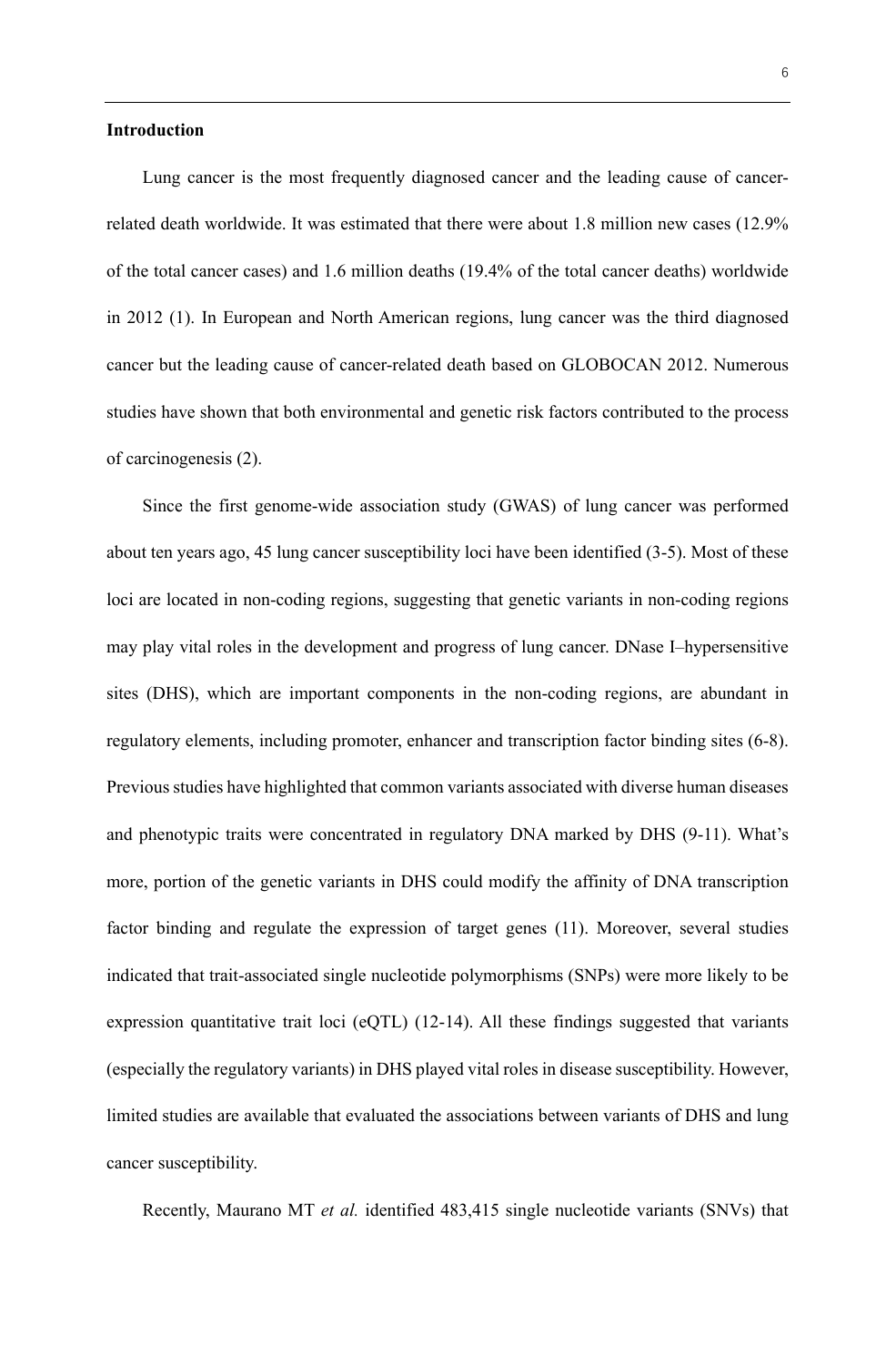## Introduction

Lung cancer is the most frequently diagnosed cancer and the leading cause of cancer-related death worldwide. It was estimated that there were about 1.8 million new cases (12.9% of the total cancer cases) and 1.6 million deaths (19.4% of the total cancer deaths) worldwide in 2012 (1). In European and North American regions, lung cancer was the third diagnosed cancer but the leading cause of cancer-related death based on GLOBOCAN 2012. Numerous studies have shown that both environmental and genetic risk factors contributed to the process of carcinogenesis (2).

Since the first genome-wide association study (GWAS) of lung cancer was performed about ten years ago, 45 lung cancer susceptibility loci have been identified (3-5). Most of these loci are located in non-coding regions, suggesting that genetic variants in non-coding regions may play vital roles in the development and progress of lung cancer. DNase I–hypersensitive sites (DHS), which are important components in the non-coding regions, are abundant in regulatory elements, including promoter, enhancer and transcription factor binding sites (6-8). Previous studies have highlighted that common variants associated with diverse human diseases and phenotypic traits were concentrated in regulatory DNA marked by DHS (9-11). What's more, portion of the genetic variants in DHS could modify the affinity of DNA transcription factor binding and regulate the expression of target genes (11). Moreover, several studies indicated that trait-associated single nucleotide polymorphisms (SNPs) were more likely to be expression quantitative trait loci (eQTL) (12-14). All these findings suggested that variants (especially the regulatory variants) in DHS played vital roles in disease susceptibility. However, limited studies are available that evaluated the associations between variants of DHS and lung cancer susceptibility.

Recently, Maurano MT *et al.* identified 483,415 single nucleotide variants (SNVs) that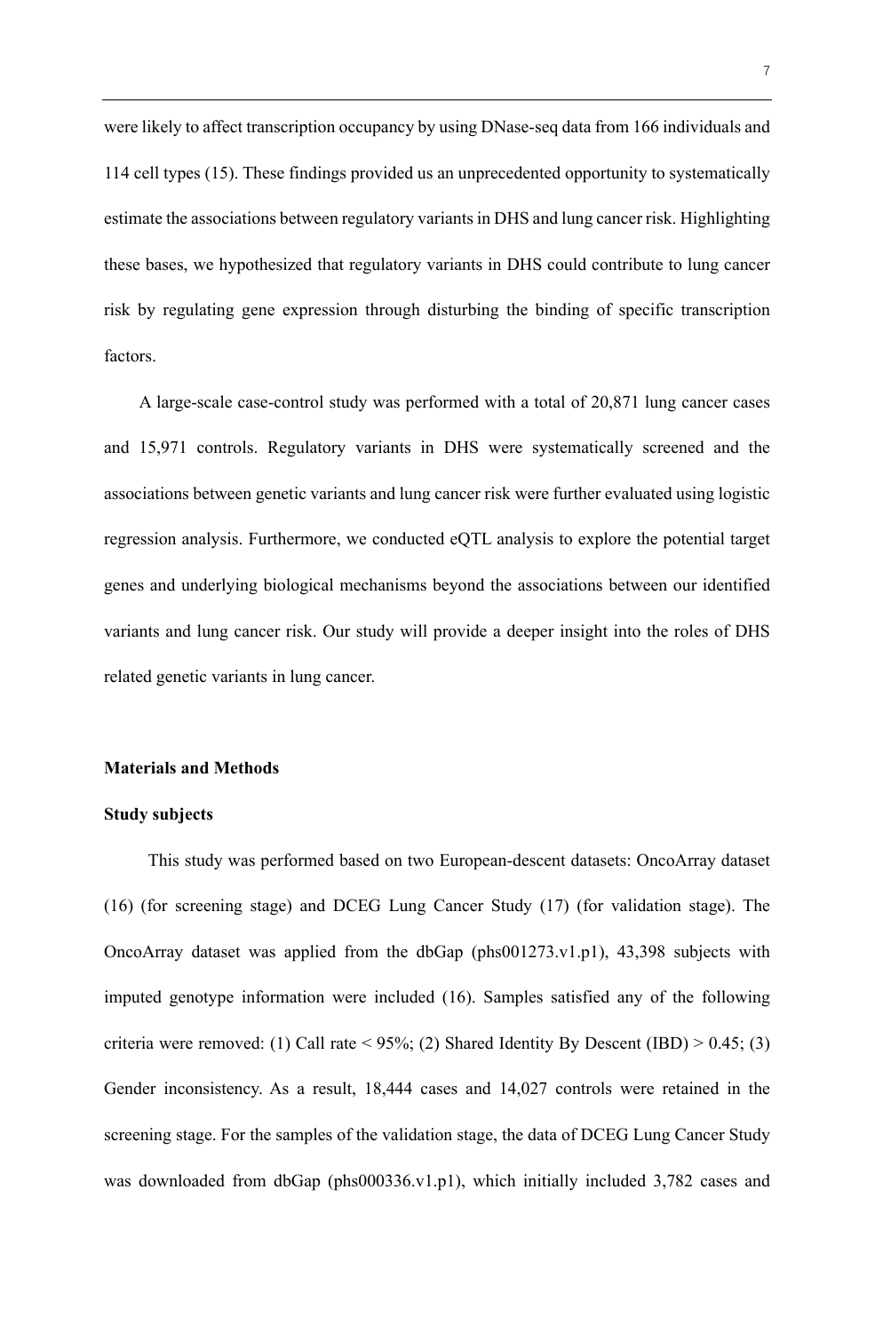were likely to affect transcription occupancy by using DNase-seq data from 166 individuals and 114 cell types (15). These findings provided us an unprecedented opportunity to systematically estimate the associations between regulatory variants in DHS and lung cancer risk. Highlighting these bases, we hypothesized that regulatory variants in DHS could contribute to lung cancer risk by regulating gene expression through disturbing the binding of specific transcription factors.

A large-scale case-control study was performed with a total of 20,871 lung cancer cases and 15,971 controls. Regulatory variants in DHS were systematically screened and the associations between genetic variants and lung cancer risk were further evaluated using logistic regression analysis. Furthermore, we conducted eQTL analysis to explore the potential target genes and underlying biological mechanisms beyond the associations between our identified variants and lung cancer risk. Our study will provide a deeper insight into the roles of DHS related genetic variants in lung cancer.

## Materials and Methods

### Study subjects

This study was performed based on two European-descent datasets: OncoArray dataset (16) (for screening stage) and DCEG Lung Cancer Study (17) (for validation stage). The OncoArray dataset was applied from the dbGap (phs001273.v1.p1), 43,398 subjects with imputed genotype information were included (16). Samples satisfied any of the following criteria were removed: (1) Call rate < 95%; (2) Shared Identity By Descent (IBD) > 0.45; (3) Gender inconsistency. As a result, 18,444 cases and 14,027 controls were retained in the screening stage. For the samples of the validation stage, the data of DCEG Lung Cancer Study was downloaded from dbGap (phs000336.v1.p1), which initially included 3,782 cases and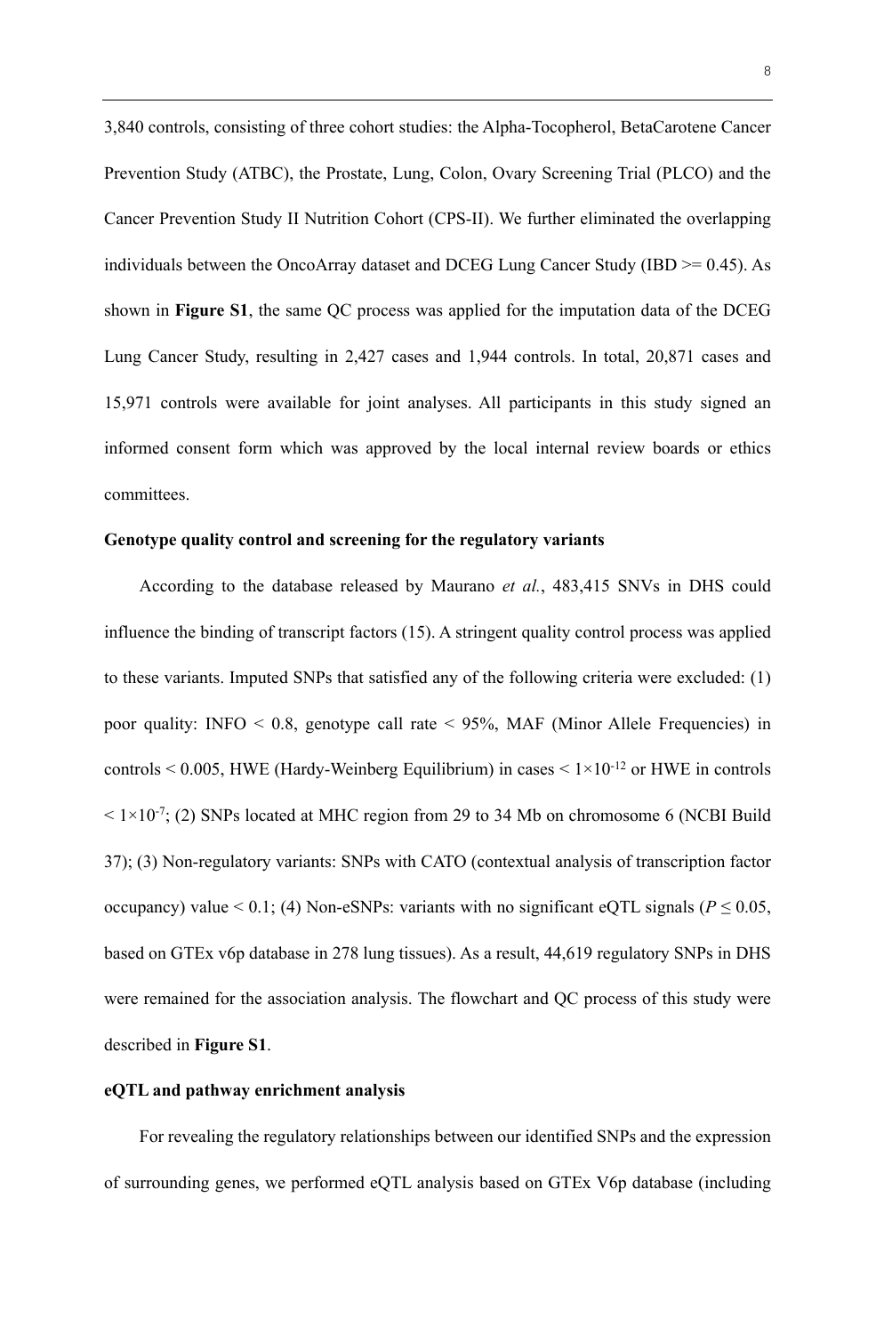3,840 controls, consisting of three cohort studies: the Alpha-Tocopherol, BetaCarotene Cancer Prevention Study (ATBC), the Prostate, Lung, Colon, Ovary Screening Trial (PLCO) and the Cancer Prevention Study II Nutrition Cohort (CPS-II). We further eliminated the overlapping individuals between the OncoArray dataset and DCEG Lung Cancer Study (IBD >= 0.45). As shown in **Figure S1**, the same QC process was applied for the imputation data of the DCEG Lung Cancer Study, resulting in 2,427 cases and 1,944 controls. In total, 20,871 cases and 15,971 controls were available for joint analyses. All participants in this study signed an informed consent form which was approved by the local internal review boards or ethics committees.

**Genotype quality control and screening for the regulatory variants**

According to the database released by Maurano *et al.*, 483,415 SNVs in DHS could influence the binding of transcript factors (15). A stringent quality control process was applied to these variants. Imputed SNPs that satisfied any of the following criteria were excluded: (1) poor quality: INFO < 0.8, genotype call rate < 95%, MAF (Minor Allele Frequencies) in controls < 0.005, HWE (Hardy-Weinberg Equilibrium) in cases < $1\times10^{-12}$ or HWE in controls < $1\times10^{-7}$; (2) SNPs located at MHC region from 29 to 34 Mb on chromosome 6 (NCBI Build 37); (3) Non-regulatory variants: SNPs with CATO (contextual analysis of transcription factor occupancy) value < 0.1; (4) Non-eSNPs: variants with no significant eQTL signals ($P \leq 0.05$, based on GTEx v6p database in 278 lung tissues). As a result, 44,619 regulatory SNPs in DHS were remained for the association analysis. The flowchart and QC process of this study were described in **Figure S1**.

**eQTL and pathway enrichment analysis**

For revealing the regulatory relationships between our identified SNPs and the expression of surrounding genes, we performed eQTL analysis based on GTEx V6p database (including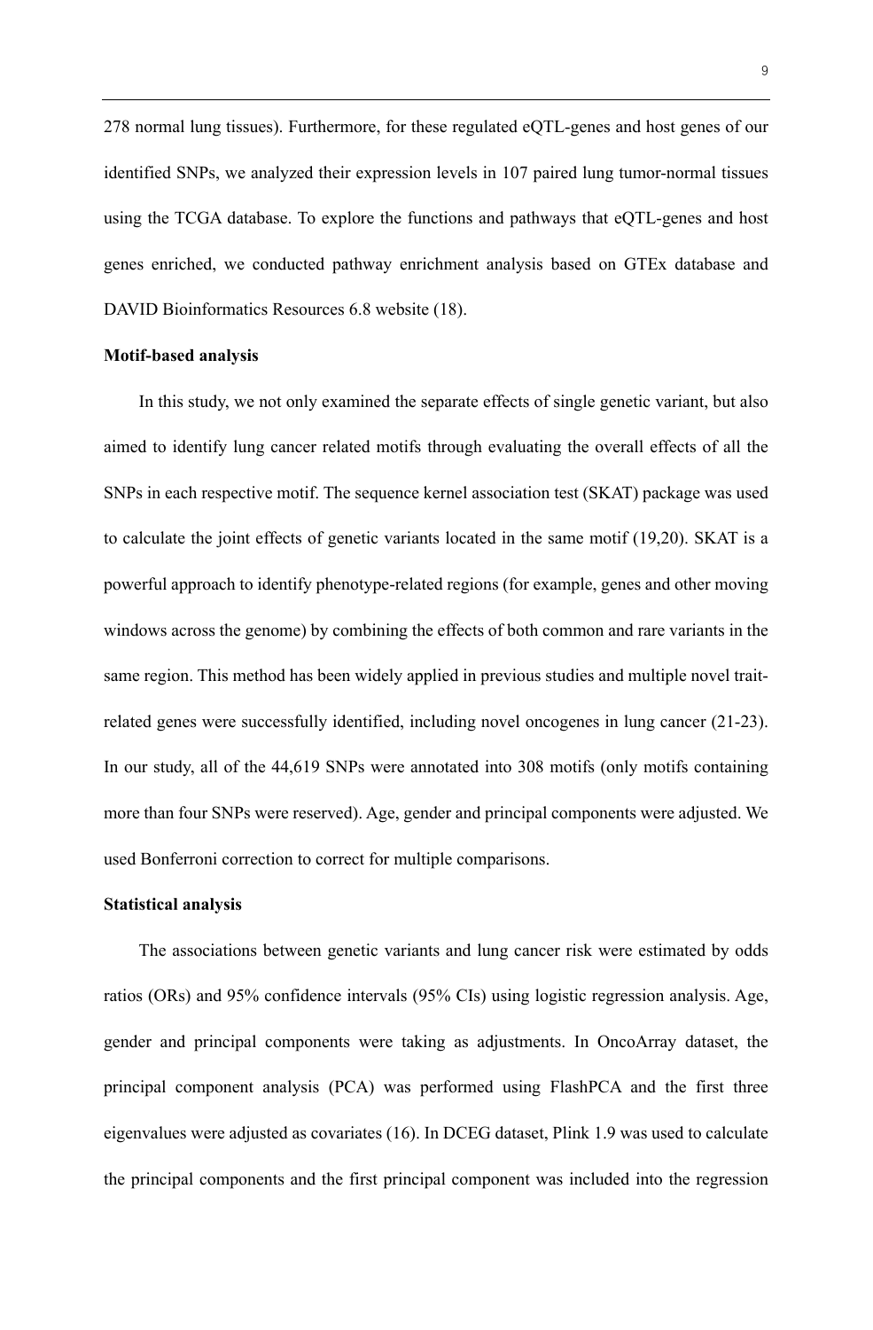278 normal lung tissues). Furthermore, for these regulated eQTL-genes and host genes of our identified SNPs, we analyzed their expression levels in 107 paired lung tumor-normal tissues using the TCGA database. To explore the functions and pathways that eQTL-genes and host genes enriched, we conducted pathway enrichment analysis based on GTEx database and DAVID Bioinformatics Resources 6.8 website (18).

**Motif-based analysis**

In this study, we not only examined the separate effects of single genetic variant, but also aimed to identify lung cancer related motifs through evaluating the overall effects of all the SNPs in each respective motif. The sequence kernel association test (SKAT) package was used to calculate the joint effects of genetic variants located in the same motif (19,20). SKAT is a powerful approach to identify phenotype-related regions (for example, genes and other moving windows across the genome) by combining the effects of both common and rare variants in the same region. This method has been widely applied in previous studies and multiple novel trait-related genes were successfully identified, including novel oncogenes in lung cancer (21-23). In our study, all of the 44,619 SNPs were annotated into 308 motifs (only motifs containing more than four SNPs were reserved). Age, gender and principal components were adjusted. We used Bonferroni correction to correct for multiple comparisons.

**Statistical analysis**

The associations between genetic variants and lung cancer risk were estimated by odds ratios (ORs) and 95% confidence intervals (95% CIs) using logistic regression analysis. Age, gender and principal components were taking as adjustments. In OncoArray dataset, the principal component analysis (PCA) was performed using FlashPCA and the first three eigenvalues were adjusted as covariates (16). In DCEG dataset, Plink 1.9 was used to calculate the principal components and the first principal component was included into the regression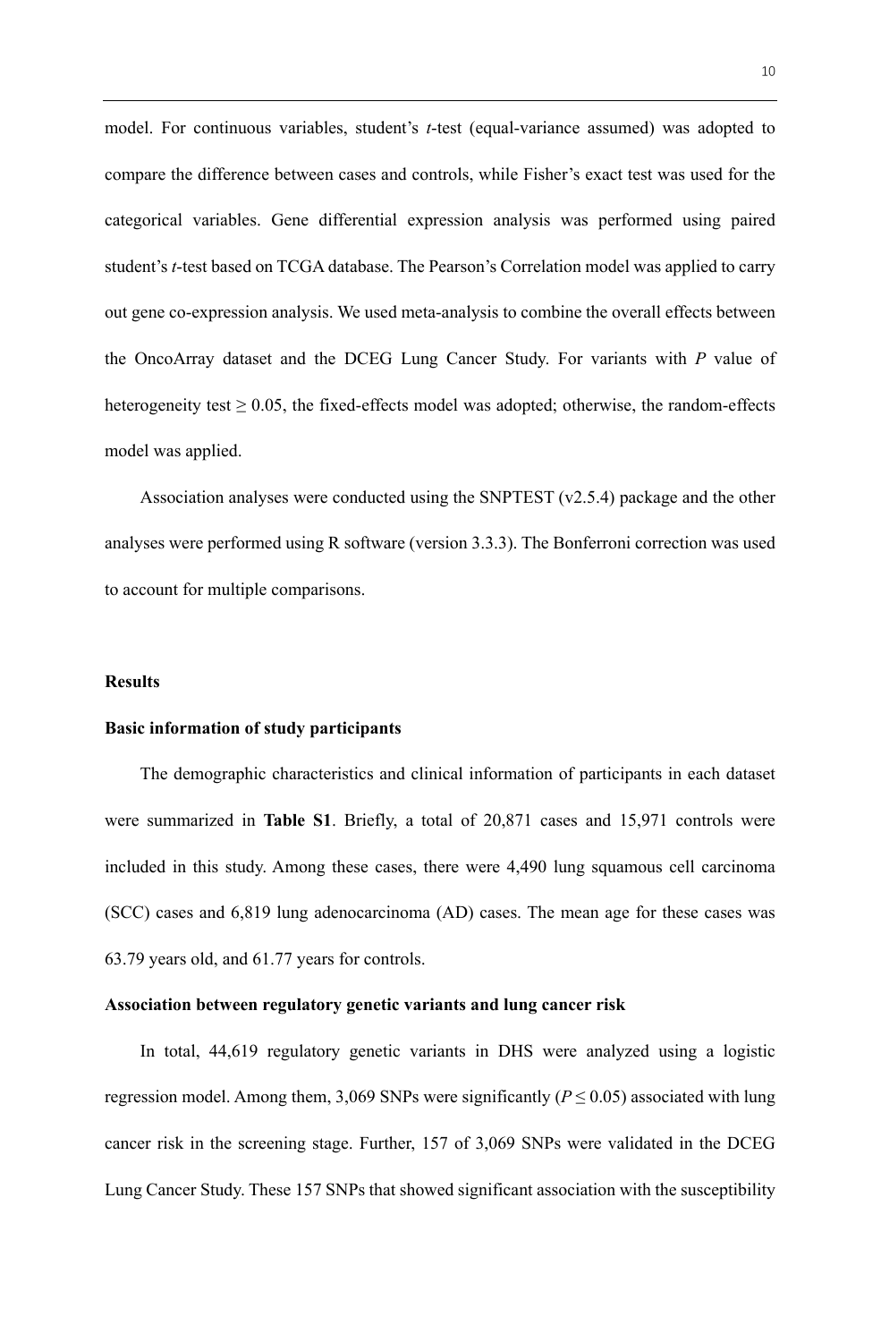model. For continuous variables, student's *t*-test (equal-variance assumed) was adopted to compare the difference between cases and controls, while Fisher's exact test was used for the categorical variables. Gene differential expression analysis was performed using paired student's *t*-test based on TCGA database. The Pearson's Correlation model was applied to carry out gene co-expression analysis. We used meta-analysis to combine the overall effects between the OncoArray dataset and the DCEG Lung Cancer Study. For variants with $P$ value of heterogeneity test $\geq 0.05$, the fixed-effects model was adopted; otherwise, the random-effects model was applied.

Association analyses were conducted using the SNPTEST (v2.5.4) package and the other analyses were performed using R software (version 3.3.3). The Bonferroni correction was used to account for multiple comparisons.

## Results

### Basic information of study participants

The demographic characteristics and clinical information of participants in each dataset were summarized in **Table S1**. Briefly, a total of 20,871 cases and 15,971 controls were included in this study. Among these cases, there were 4,490 lung squamous cell carcinoma (SCC) cases and 6,819 lung adenocarcinoma (AD) cases. The mean age for these cases was 63.79 years old, and 61.77 years for controls.

### Association between regulatory genetic variants and lung cancer risk

In total, 44,619 regulatory genetic variants in DHS were analyzed using a logistic regression model. Among them, 3,069 SNPs were significantly ($P \leq 0.05$) associated with lung cancer risk in the screening stage. Further, 157 of 3,069 SNPs were validated in the DCEG Lung Cancer Study. These 157 SNPs that showed significant association with the susceptibility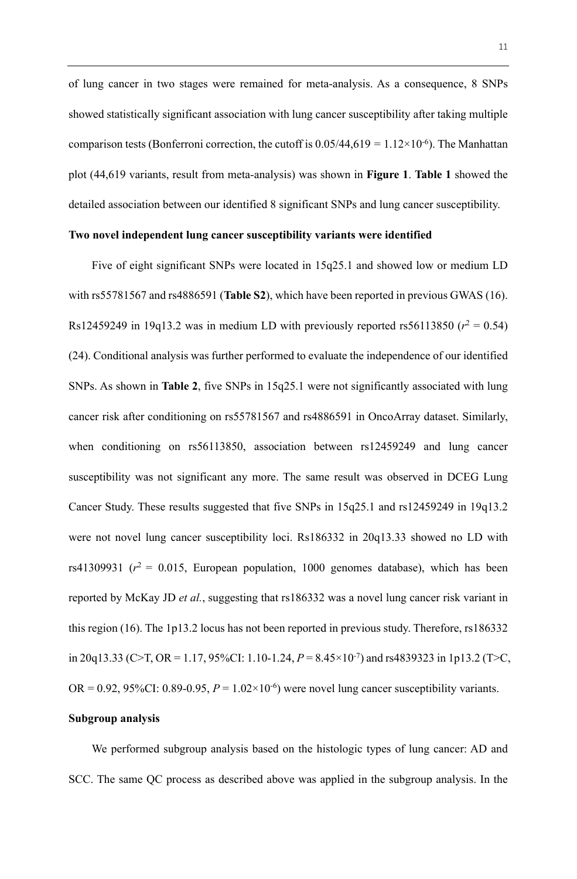of lung cancer in two stages were remained for meta-analysis. As a consequence, 8 SNPs showed statistically significant association with lung cancer susceptibility after taking multiple comparison tests (Bonferroni correction, the cutoff is 0.05/44,619 = $1.12\times10^{-6}$). The Manhattan plot (44,619 variants, result from meta-analysis) was shown in **Figure 1**. **Table 1** showed the detailed association between our identified 8 significant SNPs and lung cancer susceptibility.

**Two novel independent lung cancer susceptibility variants were identified**

Five of eight significant SNPs were located in 15q25.1 and showed low or medium LD with rs55781567 and rs4886591 (**Table S2**), which have been reported in previous GWAS (16). Rs12459249 in 19q13.2 was in medium LD with previously reported rs56113850 ($r^2$ = 0.54) (24). Conditional analysis was further performed to evaluate the independence of our identified SNPs. As shown in **Table 2**, five SNPs in 15q25.1 were not significantly associated with lung cancer risk after conditioning on rs55781567 and rs4886591 in OncoArray dataset. Similarly, when conditioning on rs56113850, association between rs12459249 and lung cancer susceptibility was not significant any more. The same result was observed in DCEG Lung Cancer Study. These results suggested that five SNPs in 15q25.1 and rs12459249 in 19q13.2 were not novel lung cancer susceptibility loci. Rs186332 in 20q13.33 showed no LD with rs41309931 ($r^2$ = 0.015, European population, 1000 genomes database), which has been reported by McKay JD *et al.*, suggesting that rs186332 was a novel lung cancer risk variant in this region (16). The 1p13.2 locus has not been reported in previous study. Therefore, rs186332 in 20q13.33 (C>T, OR = 1.17, 95%CI: 1.10-1.24, $P = 8.45\times10^{-7}$) and rs4839323 in 1p13.2 (T>C, OR = 0.92, 95%CI: 0.89-0.95, $P = 1.02\times10^{-6}$) were novel lung cancer susceptibility variants.

**Subgroup analysis**

We performed subgroup analysis based on the histologic types of lung cancer: AD and SCC. The same QC process as described above was applied in the subgroup analysis. In the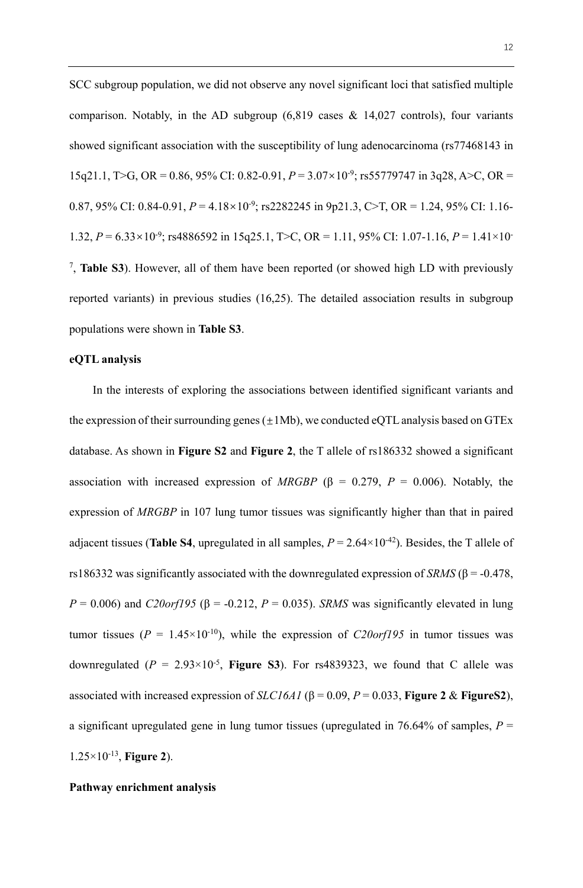SCC subgroup population, we did not observe any novel significant loci that satisfied multiple comparison. Notably, in the AD subgroup (6,819 cases & 14,027 controls), four variants showed significant association with the susceptibility of lung adenocarcinoma (rs77468143 in 15q21.1, T>G, OR = 0.86, 95% CI: 0.82-0.91, $P = 3.07\times10^{-9}$; rs55779747 in 3q28, A>C, OR = 0.87, 95% CI: 0.84-0.91, $P = 4.18\times10^{-9}$; rs2282245 in 9p21.3, C>T, OR = 1.24, 95% CI: 1.16-1.32, $P = 6.33\times10^{-9}$; rs4886592 in 15q25.1, T>C, OR = 1.11, 95% CI: 1.07-1.16, $P = 1.41\times10^{-7}$, **Table S3**). However, all of them have been reported (or showed high LD with previously reported variants) in previous studies (16,25). The detailed association results in subgroup populations were shown in **Table S3**.

**eQTL analysis**

In the interests of exploring the associations between identified significant variants and the expression of their surrounding genes (±1Mb), we conducted eQTL analysis based on GTEx database. As shown in **Figure S2** and **Figure 2**, the T allele of rs186332 showed a significant association with increased expression of *MRGBP* (β = 0.279, $P$ = 0.006). Notably, the expression of *MRGBP* in 107 lung tumor tissues was significantly higher than that in paired adjacent tissues (**Table S4**, upregulated in all samples, $P = 2.64\times10^{-42}$). Besides, the T allele of rs186332 was significantly associated with the downregulated expression of *SRMS* (β = -0.478, $P$ = 0.006) and *C20orf195* (β = -0.212, $P$ = 0.035). *SRMS* was significantly elevated in lung tumor tissues ($P = 1.45\times10^{-10}$), while the expression of *C20orf195* in tumor tissues was downregulated ($P = 2.93\times10^{-5}$, **Figure S3**). For rs4839323, we found that C allele was associated with increased expression of *SLC16A1* (β = 0.09, $P$ = 0.033, **Figure 2** & **FigureS2**), a significant upregulated gene in lung tumor tissues (upregulated in 76.64% of samples, $P = 1.25\times10^{-13}$, **Figure 2**).

**Pathway enrichment analysis**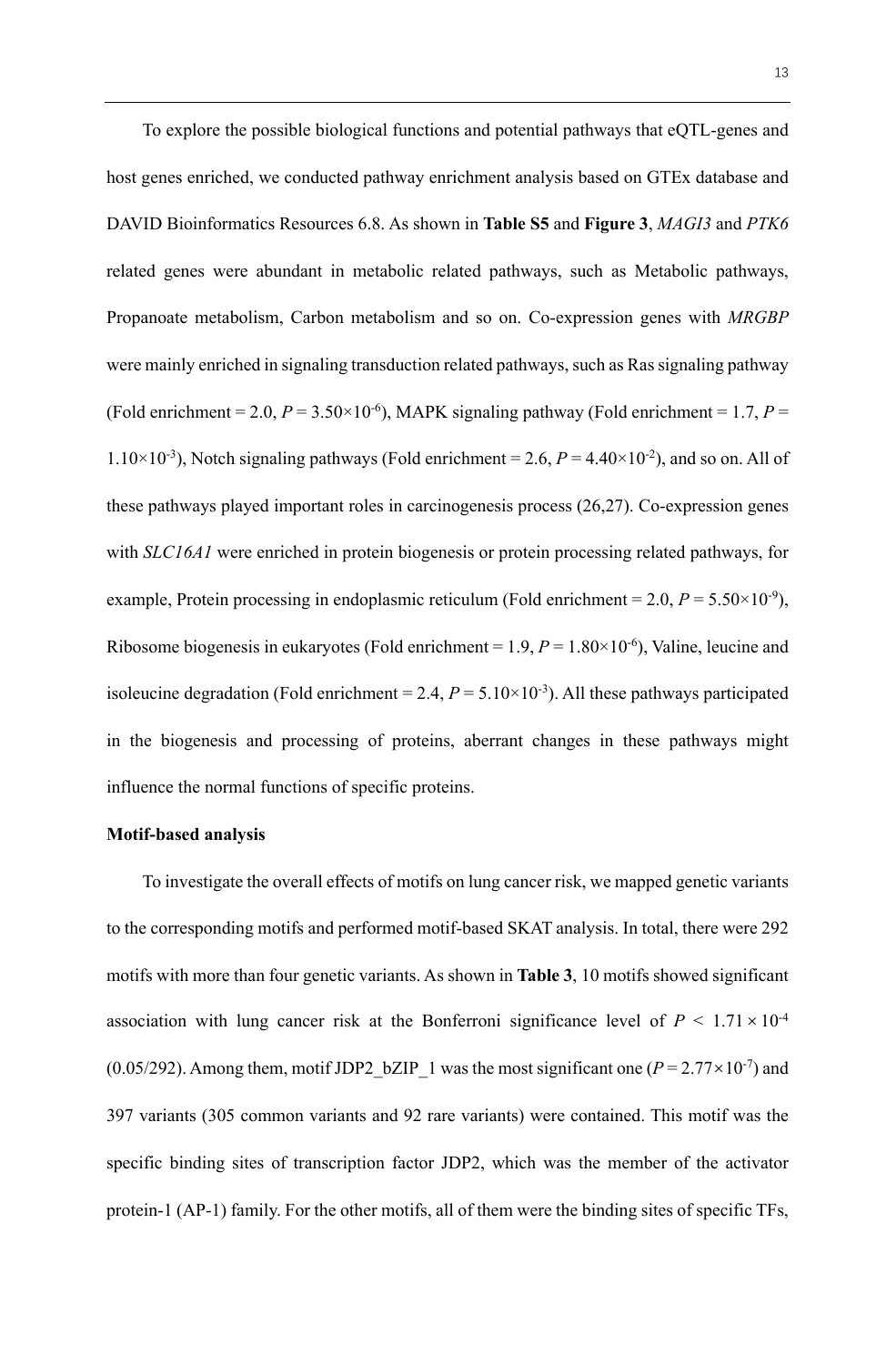To explore the possible biological functions and potential pathways that eQTL-genes and host genes enriched, we conducted pathway enrichment analysis based on GTEx database and DAVID Bioinformatics Resources 6.8. As shown in **Table S5** and **Figure 3**, *MAGI3* and *PTK6* related genes were abundant in metabolic related pathways, such as Metabolic pathways, Propanoate metabolism, Carbon metabolism and so on. Co-expression genes with *MRGBP* were mainly enriched in signaling transduction related pathways, such as Ras signaling pathway (Fold enrichment = 2.0, $P = 3.50 \times 10^{-6}$), MAPK signaling pathway (Fold enrichment = 1.7, $P = 1.10 \times 10^{-3}$), Notch signaling pathways (Fold enrichment = 2.6, $P = 4.40 \times 10^{-2}$), and so on. All of these pathways played important roles in carcinogenesis process (26,27). Co-expression genes with *SLC16A1* were enriched in protein biogenesis or protein processing related pathways, for example, Protein processing in endoplasmic reticulum (Fold enrichment = 2.0, $P = 5.50 \times 10^{-9}$), Ribosome biogenesis in eukaryotes (Fold enrichment = 1.9, $P = 1.80 \times 10^{-6}$), Valine, leucine and isoleucine degradation (Fold enrichment = 2.4, $P = 5.10 \times 10^{-3}$). All these pathways participated in the biogenesis and processing of proteins, aberrant changes in these pathways might influence the normal functions of specific proteins.

**Motif-based analysis**

To investigate the overall effects of motifs on lung cancer risk, we mapped genetic variants to the corresponding motifs and performed motif-based SKAT analysis. In total, there were 292 motifs with more than four genetic variants. As shown in **Table 3**, 10 motifs showed significant association with lung cancer risk at the Bonferroni significance level of $P < 1.71 \times 10^{-4}$ (0.05/292). Among them, motif JDP2_bZIP_1 was the most significant one ($P = 2.77 \times 10^{-7}$) and 397 variants (305 common variants and 92 rare variants) were contained. This motif was the specific binding sites of transcription factor JDP2, which was the member of the activator protein-1 (AP-1) family. For the other motifs, all of them were the binding sites of specific TFs,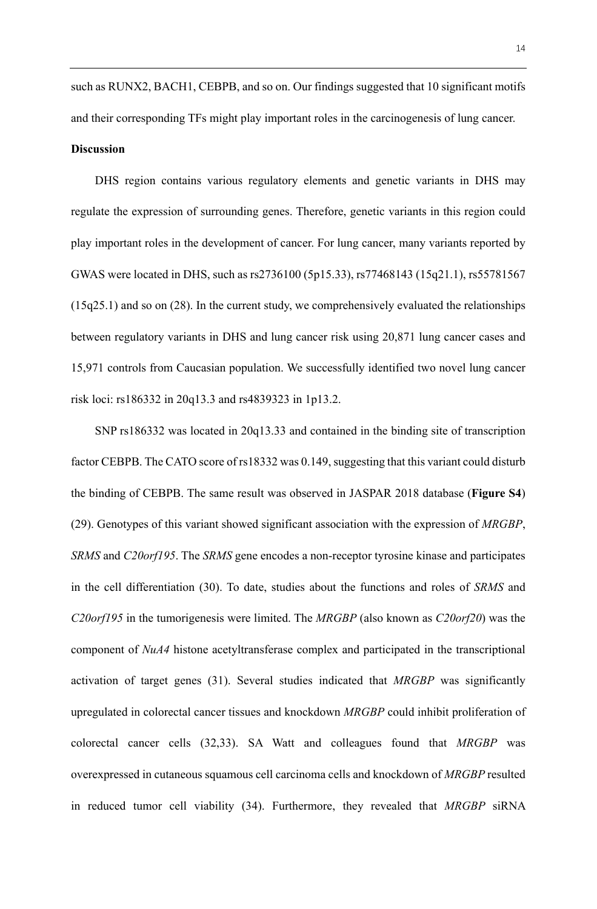such as RUNX2, BACH1, CEBPB, and so on. Our findings suggested that 10 significant motifs and their corresponding TFs might play important roles in the carcinogenesis of lung cancer.

## Discussion

DHS region contains various regulatory elements and genetic variants in DHS may regulate the expression of surrounding genes. Therefore, genetic variants in this region could play important roles in the development of cancer. For lung cancer, many variants reported by GWAS were located in DHS, such as rs2736100 (5p15.33), rs77468143 (15q21.1), rs55781567 (15q25.1) and so on (28). In the current study, we comprehensively evaluated the relationships between regulatory variants in DHS and lung cancer risk using 20,871 lung cancer cases and 15,971 controls from Caucasian population. We successfully identified two novel lung cancer risk loci: rs186332 in 20q13.3 and rs4839323 in 1p13.2.

SNP rs186332 was located in 20q13.33 and contained in the binding site of transcription factor CEBPB. The CATO score of rs18332 was 0.149, suggesting that this variant could disturb the binding of CEBPB. The same result was observed in JASPAR 2018 database (**Figure S4**) (29). Genotypes of this variant showed significant association with the expression of *MRGBP*, *SRMS* and *C20orf195*. The *SRMS* gene encodes a non-receptor tyrosine kinase and participates in the cell differentiation (30). To date, studies about the functions and roles of *SRMS* and *C20orf195* in the tumorigenesis were limited. The *MRGBP* (also known as *C20orf20*) was the component of *NuA4* histone acetyltransferase complex and participated in the transcriptional activation of target genes (31). Several studies indicated that *MRGBP* was significantly upregulated in colorectal cancer tissues and knockdown *MRGBP* could inhibit proliferation of colorectal cancer cells (32,33). SA Watt and colleagues found that *MRGBP* was overexpressed in cutaneous squamous cell carcinoma cells and knockdown of *MRGBP* resulted in reduced tumor cell viability (34). Furthermore, they revealed that *MRGBP* siRNA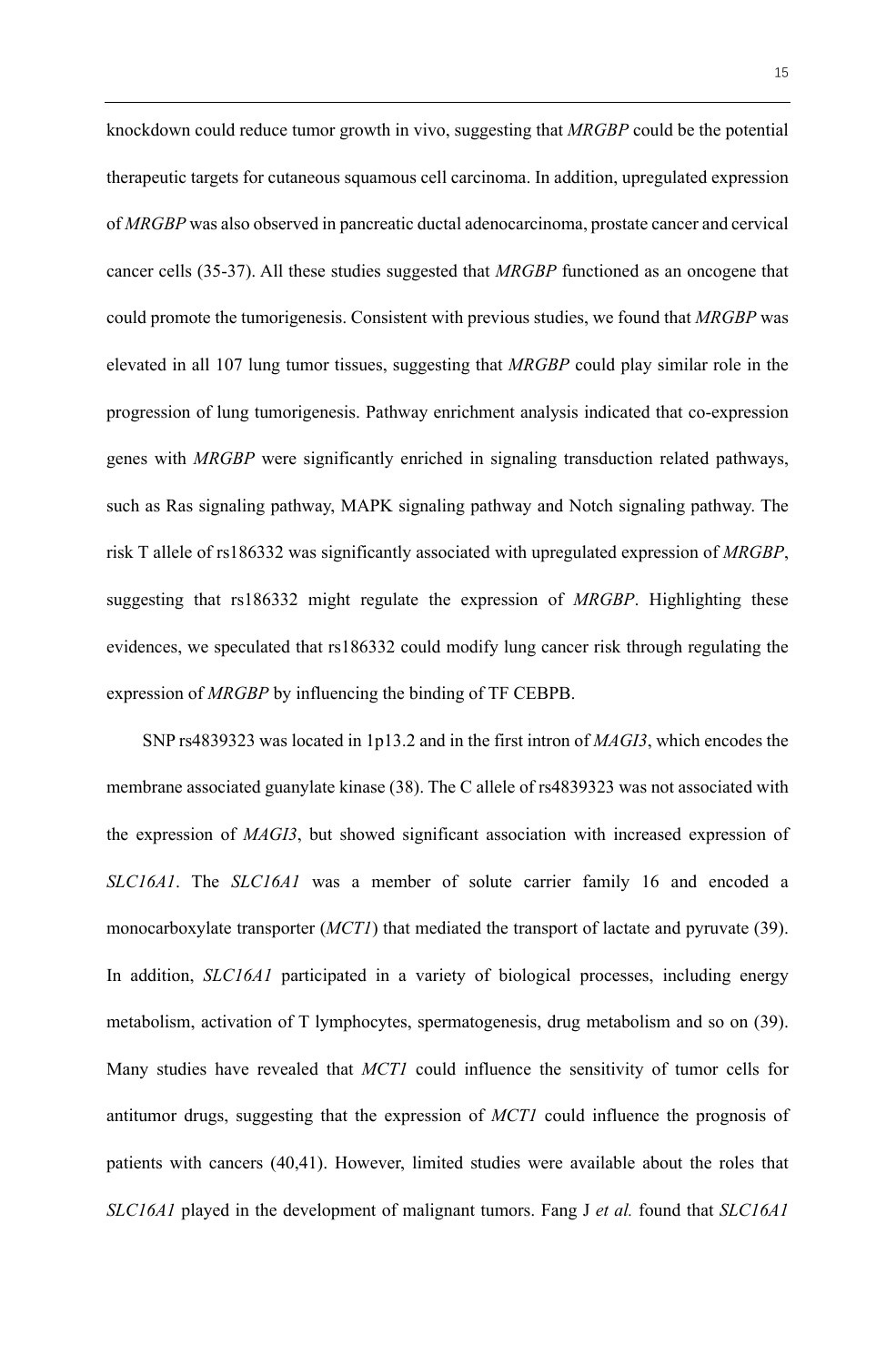knockdown could reduce tumor growth in vivo, suggesting that *MRGBP* could be the potential therapeutic targets for cutaneous squamous cell carcinoma. In addition, upregulated expression of *MRGBP* was also observed in pancreatic ductal adenocarcinoma, prostate cancer and cervical cancer cells (35-37). All these studies suggested that *MRGBP* functioned as an oncogene that could promote the tumorigenesis. Consistent with previous studies, we found that *MRGBP* was elevated in all 107 lung tumor tissues, suggesting that *MRGBP* could play similar role in the progression of lung tumorigenesis. Pathway enrichment analysis indicated that co-expression genes with *MRGBP* were significantly enriched in signaling transduction related pathways, such as Ras signaling pathway, MAPK signaling pathway and Notch signaling pathway. The risk T allele of rs186332 was significantly associated with upregulated expression of *MRGBP*, suggesting that rs186332 might regulate the expression of *MRGBP*. Highlighting these evidences, we speculated that rs186332 could modify lung cancer risk through regulating the expression of *MRGBP* by influencing the binding of TF CEBPB.

SNP rs4839323 was located in 1p13.2 and in the first intron of *MAGI3*, which encodes the membrane associated guanylate kinase (38). The C allele of rs4839323 was not associated with the expression of *MAGI3*, but showed significant association with increased expression of *SLC16A1*. The *SLC16A1* was a member of solute carrier family 16 and encoded a monocarboxylate transporter (*MCT1*) that mediated the transport of lactate and pyruvate (39). In addition, *SLC16A1* participated in a variety of biological processes, including energy metabolism, activation of T lymphocytes, spermatogenesis, drug metabolism and so on (39). Many studies have revealed that *MCT1* could influence the sensitivity of tumor cells for antitumor drugs, suggesting that the expression of *MCT1* could influence the prognosis of patients with cancers (40,41). However, limited studies were available about the roles that *SLC16A1* played in the development of malignant tumors. Fang J *et al.* found that *SLC16A1*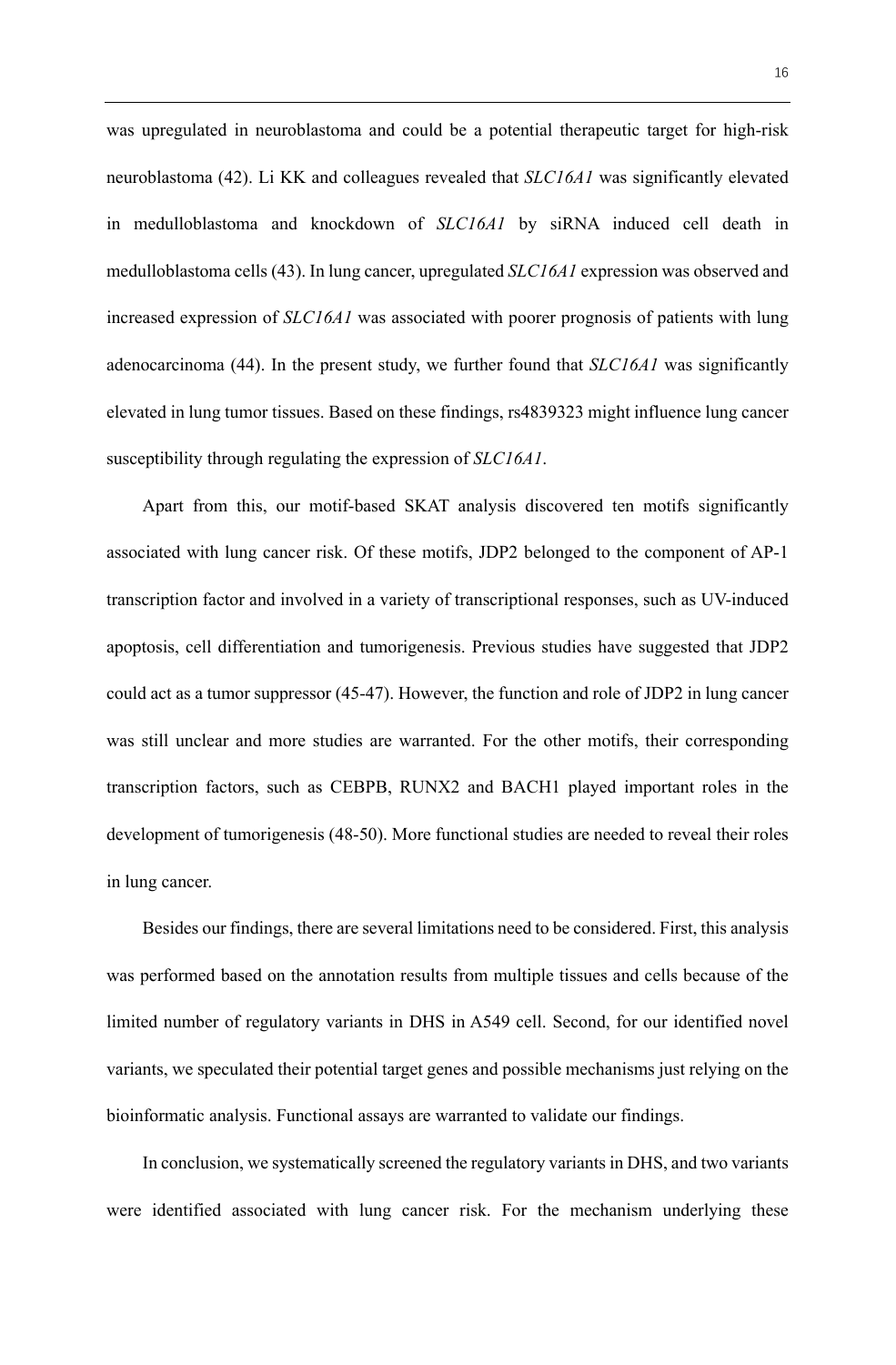was upregulated in neuroblastoma and could be a potential therapeutic target for high-risk neuroblastoma (42). Li KK and colleagues revealed that *SLC16A1* was significantly elevated in medulloblastoma and knockdown of *SLC16A1* by siRNA induced cell death in medulloblastoma cells (43). In lung cancer, upregulated *SLC16A1* expression was observed and increased expression of *SLC16A1* was associated with poorer prognosis of patients with lung adenocarcinoma (44). In the present study, we further found that *SLC16A1* was significantly elevated in lung tumor tissues. Based on these findings, rs4839323 might influence lung cancer susceptibility through regulating the expression of *SLC16A1*.

Apart from this, our motif-based SKAT analysis discovered ten motifs significantly associated with lung cancer risk. Of these motifs, JDP2 belonged to the component of AP-1 transcription factor and involved in a variety of transcriptional responses, such as UV-induced apoptosis, cell differentiation and tumorigenesis. Previous studies have suggested that JDP2 could act as a tumor suppressor (45-47). However, the function and role of JDP2 in lung cancer was still unclear and more studies are warranted. For the other motifs, their corresponding transcription factors, such as CEBPB, RUNX2 and BACH1 played important roles in the development of tumorigenesis (48-50). More functional studies are needed to reveal their roles in lung cancer.

Besides our findings, there are several limitations need to be considered. First, this analysis was performed based on the annotation results from multiple tissues and cells because of the limited number of regulatory variants in DHS in A549 cell. Second, for our identified novel variants, we speculated their potential target genes and possible mechanisms just relying on the bioinformatic analysis. Functional assays are warranted to validate our findings.

In conclusion, we systematically screened the regulatory variants in DHS, and two variants were identified associated with lung cancer risk. For the mechanism underlying these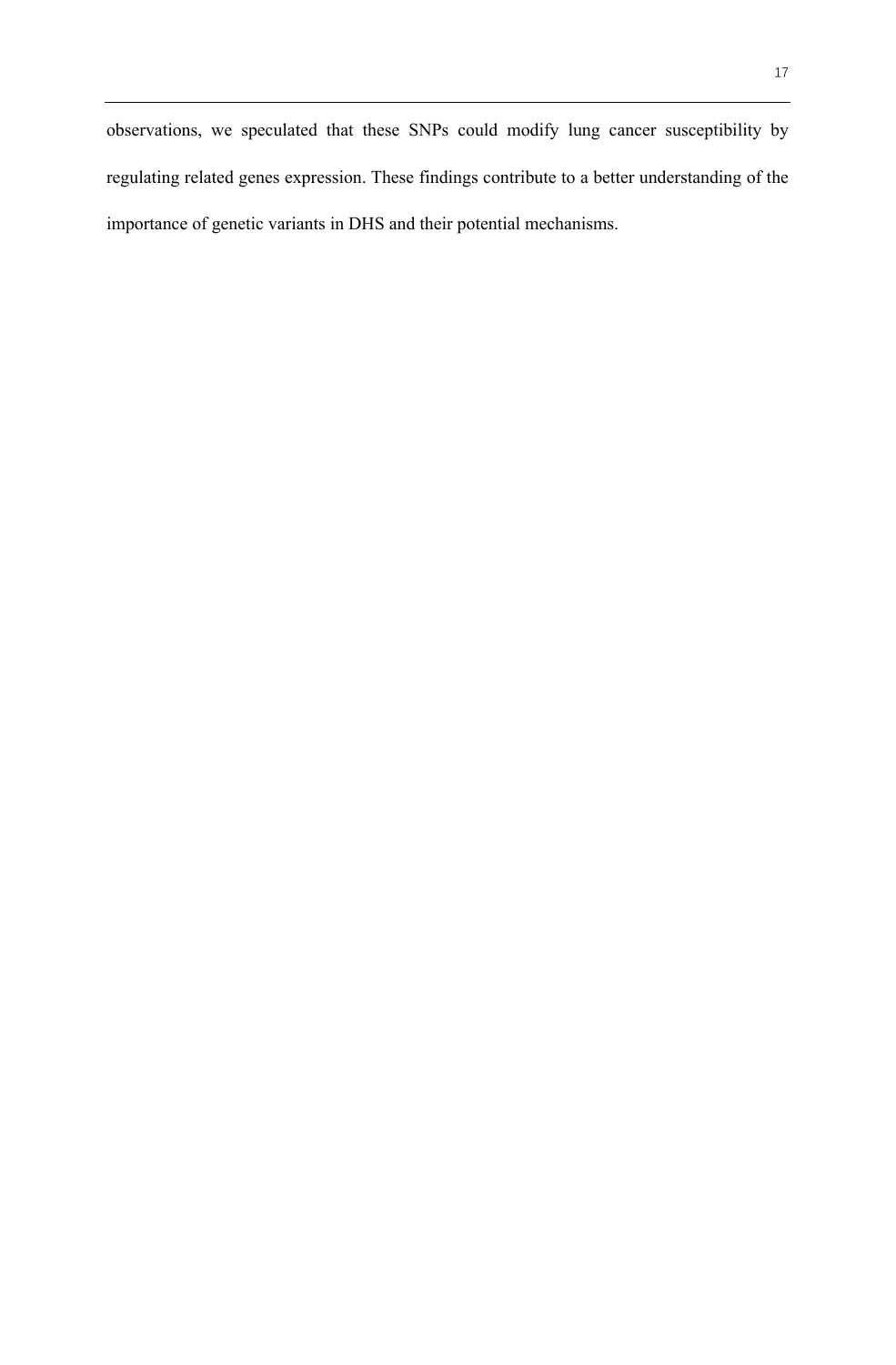observations, we speculated that these SNPs could modify lung cancer susceptibility by regulating related genes expression. These findings contribute to a better understanding of the importance of genetic variants in DHS and their potential mechanisms.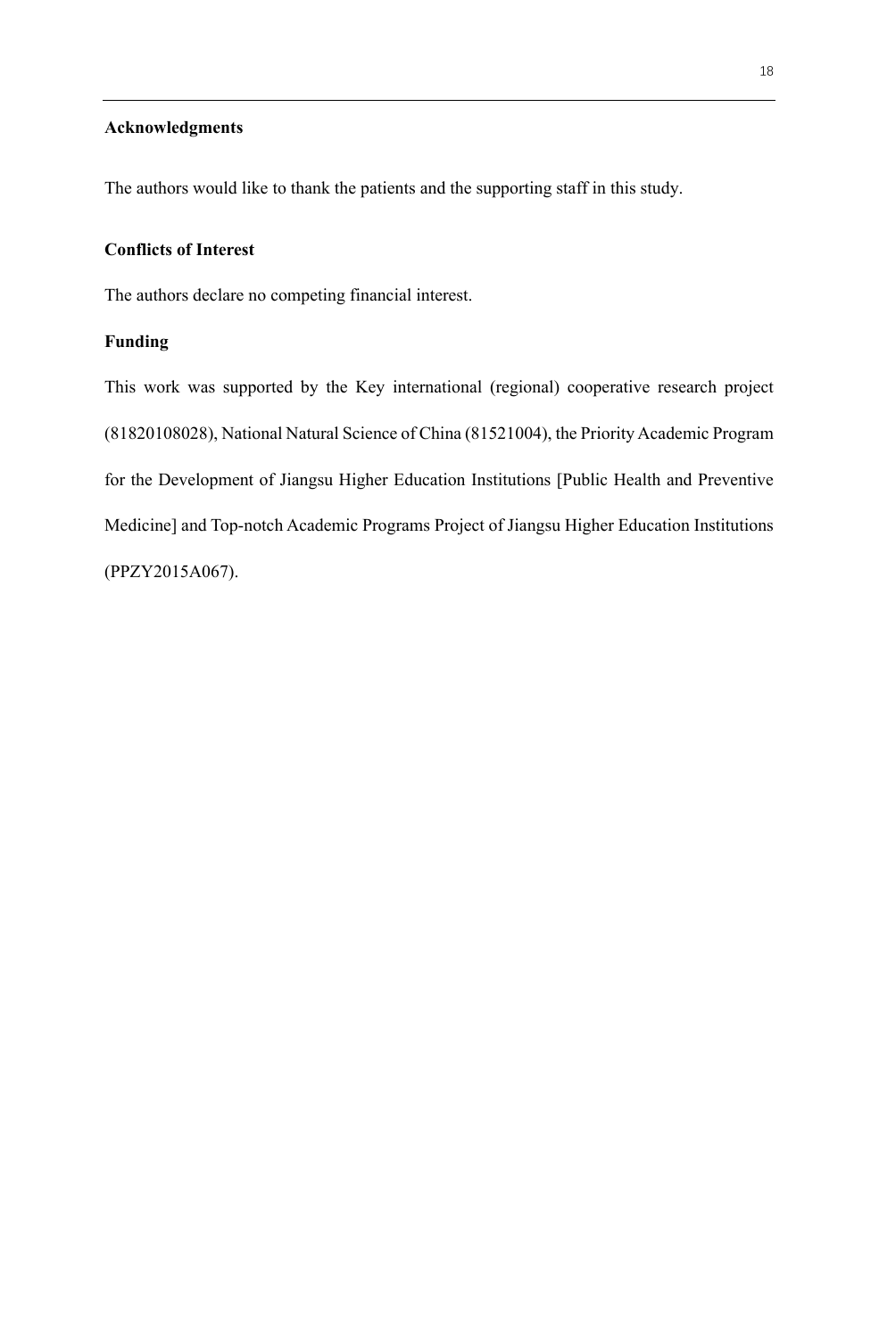## Acknowledgments

The authors would like to thank the patients and the supporting staff in this study.

## Conflicts of Interest

The authors declare no competing financial interest.

## Funding

This work was supported by the Key international (regional) cooperative research project (81820108028), National Natural Science of China (81521004), the Priority Academic Program for the Development of Jiangsu Higher Education Institutions [Public Health and Preventive Medicine] and Top-notch Academic Programs Project of Jiangsu Higher Education Institutions (PPZY2015A067).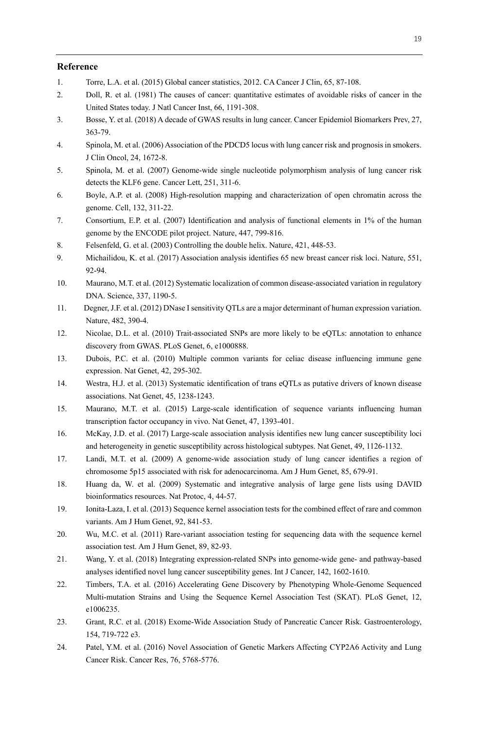## Reference

1. Torre, L.A. et al. (2015) Global cancer statistics, 2012. CA Cancer J Clin, 65, 87-108.
2. Doll, R. et al. (1981) The causes of cancer: quantitative estimates of avoidable risks of cancer in the United States today. J Natl Cancer Inst, 66, 1191-308.
3. Bosse, Y. et al. (2018) A decade of GWAS results in lung cancer. Cancer Epidemiol Biomarkers Prev, 27, 363-79.
4. Spinola, M. et al. (2006) Association of the PDCD5 locus with lung cancer risk and prognosis in smokers. J Clin Oncol, 24, 1672-8.
5. Spinola, M. et al. (2007) Genome-wide single nucleotide polymorphism analysis of lung cancer risk detects the KLF6 gene. Cancer Lett, 251, 311-6.
6. Boyle, A.P. et al. (2008) High-resolution mapping and characterization of open chromatin across the genome. Cell, 132, 311-22.
7. Consortium, E.P. et al. (2007) Identification and analysis of functional elements in 1% of the human genome by the ENCODE pilot project. Nature, 447, 799-816.
8. Felsenfeld, G. et al. (2003) Controlling the double helix. Nature, 421, 448-53.
9. Michailidou, K. et al. (2017) Association analysis identifies 65 new breast cancer risk loci. Nature, 551, 92-94.
10. Maurano, M.T. et al. (2012) Systematic localization of common disease-associated variation in regulatory DNA. Science, 337, 1190-5.
11. Degner, J.F. et al. (2012) DNase I sensitivity QTLs are a major determinant of human expression variation. Nature, 482, 390-4.
12. Nicolae, D.L. et al. (2010) Trait-associated SNPs are more likely to be eQTLs: annotation to enhance discovery from GWAS. PLoS Genet, 6, e1000888.
13. Dubois, P.C. et al. (2010) Multiple common variants for celiac disease influencing immune gene expression. Nat Genet, 42, 295-302.
14. Westra, H.J. et al. (2013) Systematic identification of trans eQTLs as putative drivers of known disease associations. Nat Genet, 45, 1238-1243.
15. Maurano, M.T. et al. (2015) Large-scale identification of sequence variants influencing human transcription factor occupancy in vivo. Nat Genet, 47, 1393-401.
16. McKay, J.D. et al. (2017) Large-scale association analysis identifies new lung cancer susceptibility loci and heterogeneity in genetic susceptibility across histological subtypes. Nat Genet, 49, 1126-1132.
17. Landi, M.T. et al. (2009) A genome-wide association study of lung cancer identifies a region of chromosome 5p15 associated with risk for adenocarcinoma. Am J Hum Genet, 85, 679-91.
18. Huang da, W. et al. (2009) Systematic and integrative analysis of large gene lists using DAVID bioinformatics resources. Nat Protoc, 4, 44-57.
19. Ionita-Laza, I. et al. (2013) Sequence kernel association tests for the combined effect of rare and common variants. Am J Hum Genet, 92, 841-53.
20. Wu, M.C. et al. (2011) Rare-variant association testing for sequencing data with the sequence kernel association test. Am J Hum Genet, 89, 82-93.
21. Wang, Y. et al. (2018) Integrating expression-related SNPs into genome-wide gene- and pathway-based analyses identified novel lung cancer susceptibility genes. Int J Cancer, 142, 1602-1610.
22. Timbers, T.A. et al. (2016) Accelerating Gene Discovery by Phenotyping Whole-Genome Sequenced Multi-mutation Strains and Using the Sequence Kernel Association Test (SKAT). PLoS Genet, 12, e1006235.
23. Grant, R.C. et al. (2018) Exome-Wide Association Study of Pancreatic Cancer Risk. Gastroenterology, 154, 719-722 e3.
24. Patel, Y.M. et al. (2016) Novel Association of Genetic Markers Affecting CYP2A6 Activity and Lung Cancer Risk. Cancer Res, 76, 5768-5776.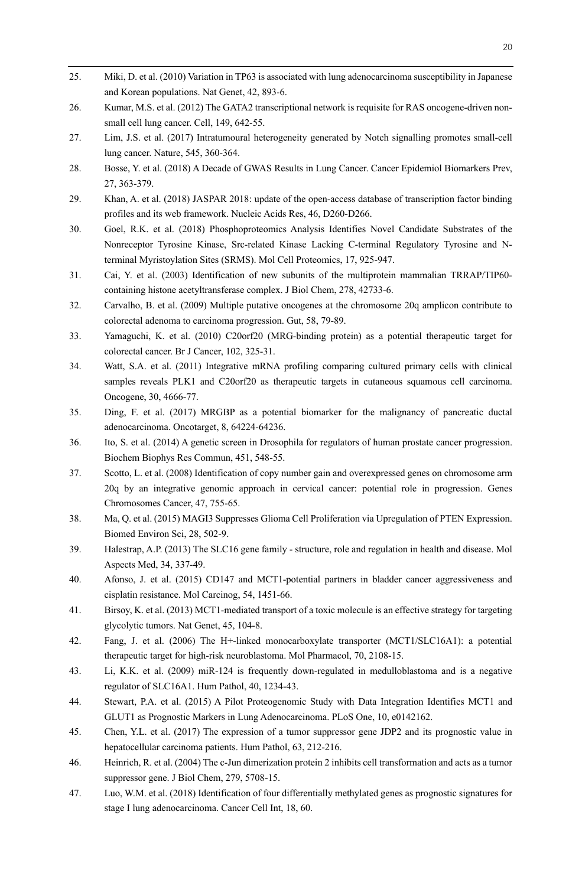25. Miki, D. et al. (2010) Variation in TP63 is associated with lung adenocarcinoma susceptibility in Japanese and Korean populations. Nat Genet, 42, 893-6.
26. Kumar, M.S. et al. (2012) The GATA2 transcriptional network is requisite for RAS oncogene-driven non-small cell lung cancer. Cell, 149, 642-55.
27. Lim, J.S. et al. (2017) Intratumoural heterogeneity generated by Notch signalling promotes small-cell lung cancer. Nature, 545, 360-364.
28. Bosse, Y. et al. (2018) A Decade of GWAS Results in Lung Cancer. Cancer Epidemiol Biomarkers Prev, 27, 363-379.
29. Khan, A. et al. (2018) JASPAR 2018: update of the open-access database of transcription factor binding profiles and its web framework. Nucleic Acids Res, 46, D260-D266.
30. Goel, R.K. et al. (2018) Phosphoproteomics Analysis Identifies Novel Candidate Substrates of the Nonreceptor Tyrosine Kinase, Src-related Kinase Lacking C-terminal Regulatory Tyrosine and N-terminal Myristoylation Sites (SRMS). Mol Cell Proteomics, 17, 925-947.
31. Cai, Y. et al. (2003) Identification of new subunits of the multiprotein mammalian TRRAP/TIP60-containing histone acetyltransferase complex. J Biol Chem, 278, 42733-6.
32. Carvalho, B. et al. (2009) Multiple putative oncogenes at the chromosome 20q amplicon contribute to colorectal adenoma to carcinoma progression. Gut, 58, 79-89.
33. Yamaguchi, K. et al. (2010) C20orf20 (MRG-binding protein) as a potential therapeutic target for colorectal cancer. Br J Cancer, 102, 325-31.
34. Watt, S.A. et al. (2011) Integrative mRNA profiling comparing cultured primary cells with clinical samples reveals PLK1 and C20orf20 as therapeutic targets in cutaneous squamous cell carcinoma. Oncogene, 30, 4666-77.
35. Ding, F. et al. (2017) MRGBP as a potential biomarker for the malignancy of pancreatic ductal adenocarcinoma. Oncotarget, 8, 64224-64236.
36. Ito, S. et al. (2014) A genetic screen in Drosophila for regulators of human prostate cancer progression. Biochem Biophys Res Commun, 451, 548-55.
37. Scotto, L. et al. (2008) Identification of copy number gain and overexpressed genes on chromosome arm 20q by an integrative genomic approach in cervical cancer: potential role in progression. Genes Chromosomes Cancer, 47, 755-65.
38. Ma, Q. et al. (2015) MAGI3 Suppresses Glioma Cell Proliferation via Upregulation of PTEN Expression. Biomed Environ Sci, 28, 502-9.
39. Halestrap, A.P. (2013) The SLC16 gene family - structure, role and regulation in health and disease. Mol Aspects Med, 34, 337-49.
40. Afonso, J. et al. (2015) CD147 and MCT1-potential partners in bladder cancer aggressiveness and cisplatin resistance. Mol Carcinog, 54, 1451-66.
41. Birsoy, K. et al. (2013) MCT1-mediated transport of a toxic molecule is an effective strategy for targeting glycolytic tumors. Nat Genet, 45, 104-8.
42. Fang, J. et al. (2006) The H+-linked monocarboxylate transporter (MCT1/SLC16A1): a potential therapeutic target for high-risk neuroblastoma. Mol Pharmacol, 70, 2108-15.
43. Li, K.K. et al. (2009) miR-124 is frequently down-regulated in medulloblastoma and is a negative regulator of SLC16A1. Hum Pathol, 40, 1234-43.
44. Stewart, P.A. et al. (2015) A Pilot Proteogenomic Study with Data Integration Identifies MCT1 and GLUT1 as Prognostic Markers in Lung Adenocarcinoma. PLoS One, 10, e0142162.
45. Chen, Y.L. et al. (2017) The expression of a tumor suppressor gene JDP2 and its prognostic value in hepatocellular carcinoma patients. Hum Pathol, 63, 212-216.
46. Heinrich, R. et al. (2004) The c-Jun dimerization protein 2 inhibits cell transformation and acts as a tumor suppressor gene. J Biol Chem, 279, 5708-15.
47. Luo, W.M. et al. (2018) Identification of four differentially methylated genes as prognostic signatures for stage I lung adenocarcinoma. Cancer Cell Int, 18, 60.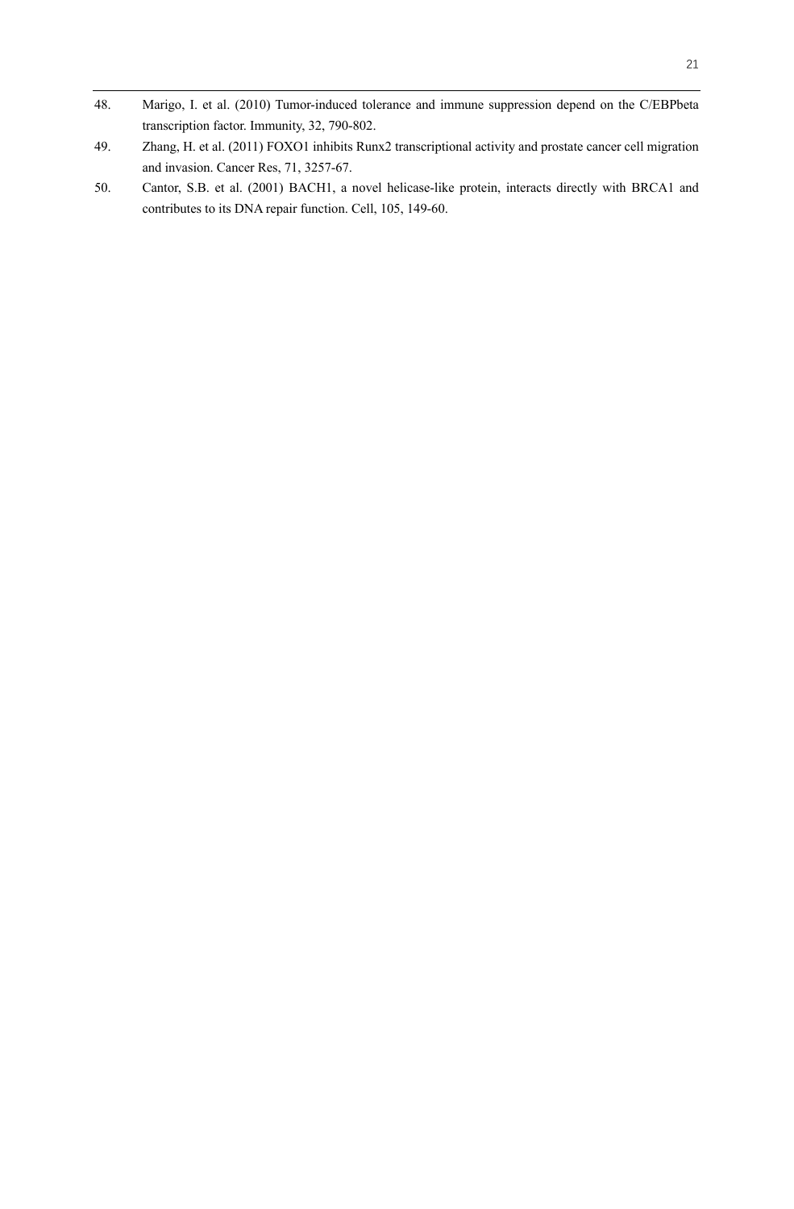48. Marigo, I. et al. (2010) Tumor-induced tolerance and immune suppression depend on the C/EBPbeta transcription factor. Immunity, 32, 790-802.
49. Zhang, H. et al. (2011) FOXO1 inhibits Runx2 transcriptional activity and prostate cancer cell migration and invasion. Cancer Res, 71, 3257-67.
50. Cantor, S.B. et al. (2001) BACH1, a novel helicase-like protein, interacts directly with BRCA1 and contributes to its DNA repair function. Cell, 105, 149-60.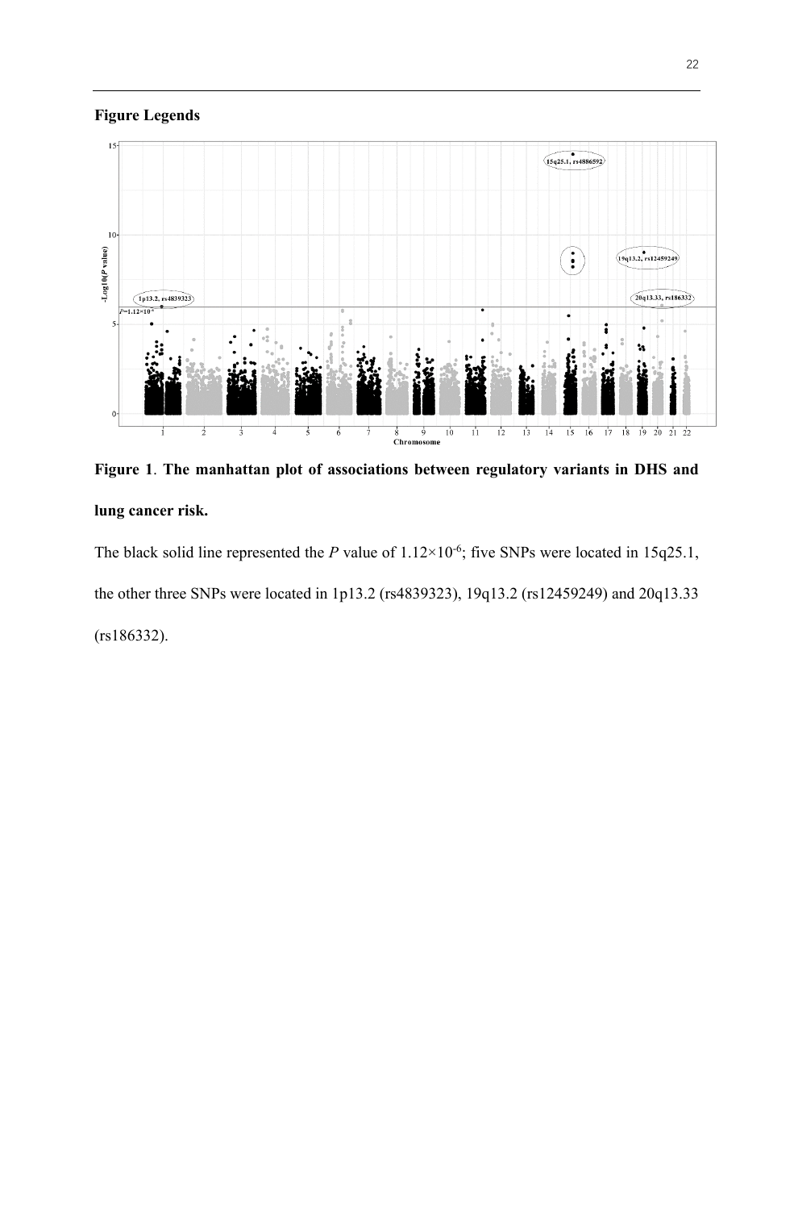**Figure Legends**

**Figure 1**. **The manhattan plot of associations between regulatory variants in DHS and lung cancer risk.**

The black solid line represented the *P* value of $1.12\times10^{-6}$; five SNPs were located in 15q25.1, the other three SNPs were located in 1p13.2 (rs4839323), 19q13.2 (rs12459249) and 20q13.33 (rs186332).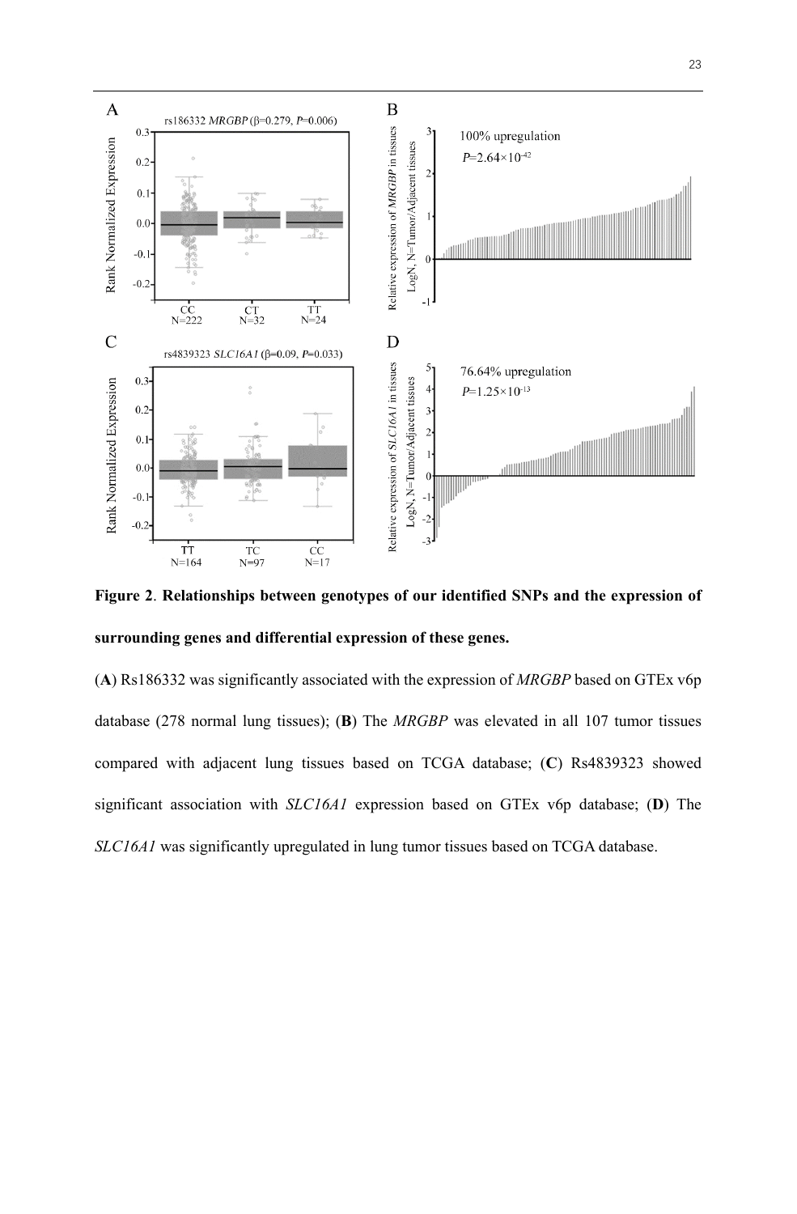**Figure 2**. **Relationships between genotypes of our identified SNPs and the expression of surrounding genes and differential expression of these genes.**

(**A**) Rs186332 was significantly associated with the expression of *MRGBP* based on GTEx v6p database (278 normal lung tissues); (**B**) The *MRGBP* was elevated in all 107 tumor tissues compared with adjacent lung tissues based on TCGA database; (**C**) Rs4839323 showed significant association with *SLC16A1* expression based on GTEx v6p database; (**D**) The *SLC16A1* was significantly upregulated in lung tumor tissues based on TCGA database.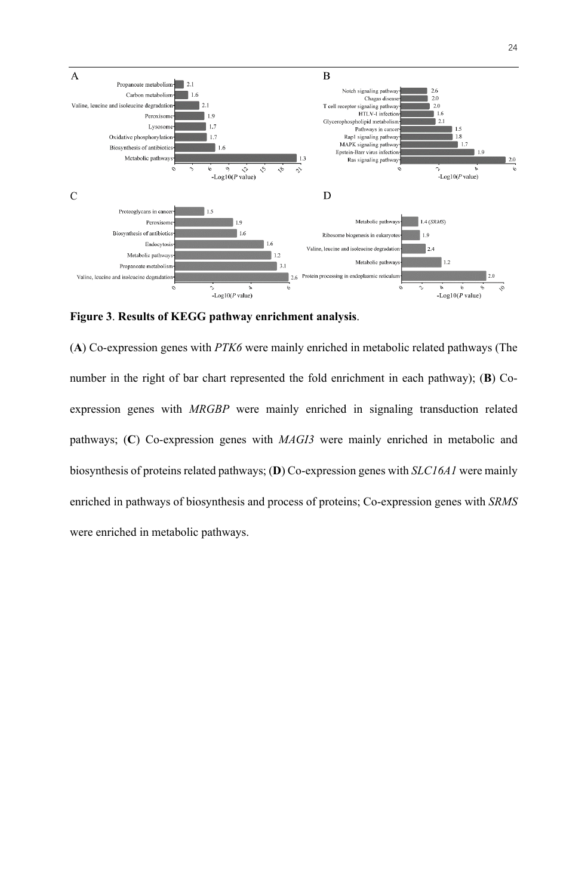**Figure 3**. **Results of KEGG pathway enrichment analysis**.

(**A**) Co-expression genes with *PTK6* were mainly enriched in metabolic related pathways (The number in the right of bar chart represented the fold enrichment in each pathway); (**B**) Co-expression genes with *MRGBP* were mainly enriched in signaling transduction related pathways; (**C**) Co-expression genes with *MAGI3* were mainly enriched in metabolic and biosynthesis of proteins related pathways; (**D**) Co-expression genes with *SLC16A1* were mainly enriched in pathways of biosynthesis and process of proteins; Co-expression genes with *SRMS* were enriched in metabolic pathways.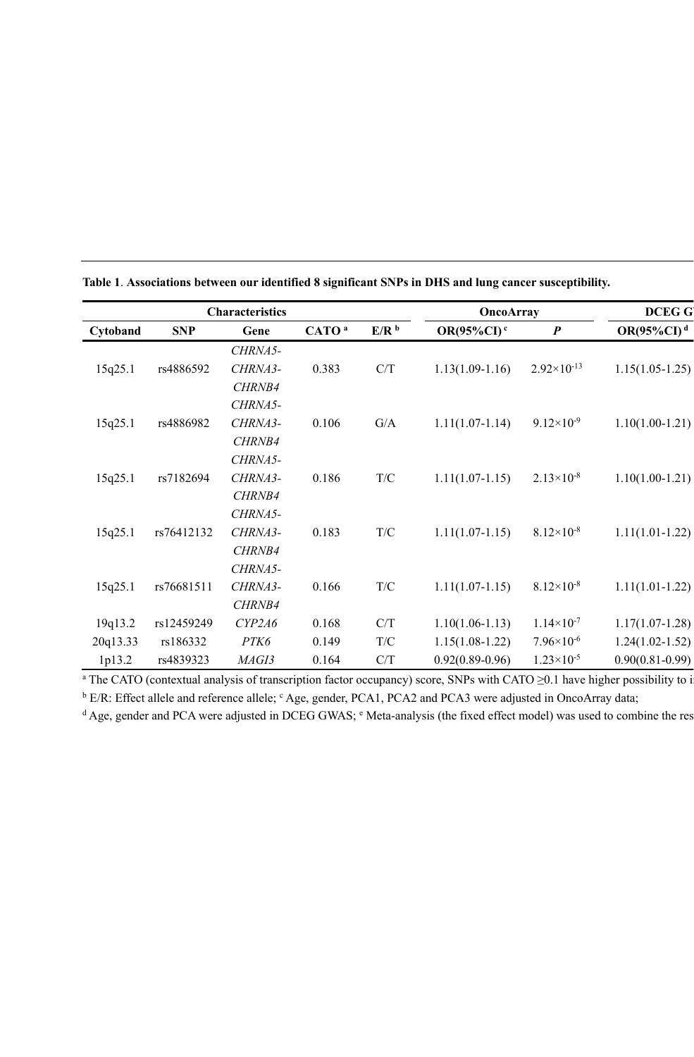**Table 1**. **Associations between our identified 8 significant SNPs in DHS and lung cancer susceptibility.**

| Characteristics | | | | | OncoArray | | DCEG G |
|---|---|---|---|---|---|---|---|
| Cytoband | SNP | Gene | CATO [a] | E/R [b] | OR(95%CI) [c] | *P* | OR(95%CI) [d] |
| 15q25.1 | rs4886592 | *CHRNA5-CHRNA3-CHRNB4* | 0.383 | C/T | 1.13(1.09-1.16) | $2.92\times10^{-13}$ | 1.15(1.05-1.25) |
| 15q25.1 | rs4886982 | *CHRNA5-CHRNA3-CHRNB4* | 0.106 | G/A | 1.11(1.07-1.14) | $9.12\times10^{-9}$ | 1.10(1.00-1.21) |
| 15q25.1 | rs7182694 | *CHRNA5-CHRNA3-CHRNB4* | 0.186 | T/C | 1.11(1.07-1.15) | $2.13\times10^{-8}$ | 1.10(1.00-1.21) |
| 15q25.1 | rs76412132 | *CHRNA5-CHRNA3-CHRNB4* | 0.183 | T/C | 1.11(1.07-1.15) | $8.12\times10^{-8}$ | 1.11(1.01-1.22) |
| 15q25.1 | rs76681511 | *CHRNA5-CHRNA3-CHRNB4* | 0.166 | T/C | 1.11(1.07-1.15) | $8.12\times10^{-8}$ | 1.11(1.01-1.22) |
| 19q13.2 | rs12459249 | *CYP2A6* | 0.168 | C/T | 1.10(1.06-1.13) | $1.14\times10^{-7}$ | 1.17(1.07-1.28) |
| 20q13.33 | rs186332 | *PTK6* | 0.149 | T/C | 1.15(1.08-1.22) | $7.96\times10^{-6}$ | 1.24(1.02-1.52) |
| 1p13.2 | rs4839323 | *MAGI3* | 0.164 | C/T | 0.92(0.89-0.96) | $1.23\times10^{-5}$ | 0.90(0.81-0.99) |

[a] The CATO (contextual analysis of transcription factor occupancy) score, SNPs with CATO ≥0.1 have higher possibility to i

[b] E/R: Effect allele and reference allele; [c] Age, gender, PCA1, PCA2 and PCA3 were adjusted in OncoArray data;

[d] Age, gender and PCA were adjusted in DCEG GWAS; [e] Meta-analysis (the fixed effect model) was used to combine the res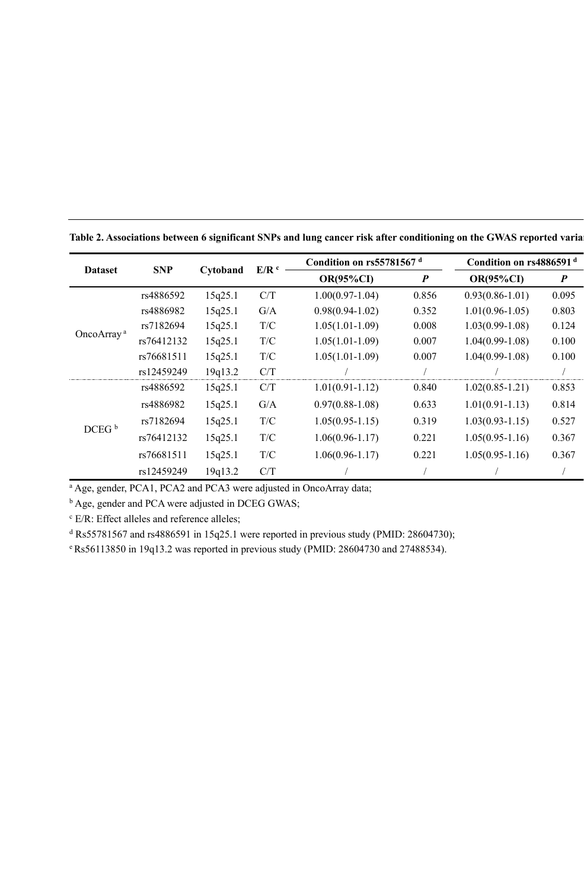**Table 2. Associations between 6 significant SNPs and lung cancer risk after conditioning on the GWAS reported varia**

| Dataset | SNP | Cytoband | E/R [c] | Condition on rs55781567 [d] | | Condition on rs4886591 [d] | |
|---|---|---|---|---|---|---|---|
| | | | | OR(95%CI) | *P* | OR(95%CI) | *P* |
| OncoArray [a] | rs4886592 | 15q25.1 | C/T | 1.00(0.97-1.04) | 0.856 | 0.93(0.86-1.01) | 0.095 |
| | rs4886982 | 15q25.1 | G/A | 0.98(0.94-1.02) | 0.352 | 1.01(0.96-1.05) | 0.803 |
| | rs7182694 | 15q25.1 | T/C | 1.05(1.01-1.09) | 0.008 | 1.03(0.99-1.08) | 0.124 |
| | rs76412132 | 15q25.1 | T/C | 1.05(1.01-1.09) | 0.007 | 1.04(0.99-1.08) | 0.100 |
| | rs76681511 | 15q25.1 | T/C | 1.05(1.01-1.09) | 0.007 | 1.04(0.99-1.08) | 0.100 |
| | rs12459249 | 19q13.2 | C/T | / | / | / | / |
| DCEG [b] | rs4886592 | 15q25.1 | C/T | 1.01(0.91-1.12) | 0.840 | 1.02(0.85-1.21) | 0.853 |
| | rs4886982 | 15q25.1 | G/A | 0.97(0.88-1.08) | 0.633 | 1.01(0.91-1.13) | 0.814 |
| | rs7182694 | 15q25.1 | T/C | 1.05(0.95-1.15) | 0.319 | 1.03(0.93-1.15) | 0.527 |
| | rs76412132 | 15q25.1 | T/C | 1.06(0.96-1.17) | 0.221 | 1.05(0.95-1.16) | 0.367 |
| | rs76681511 | 15q25.1 | T/C | 1.06(0.96-1.17) | 0.221 | 1.05(0.95-1.16) | 0.367 |
| | rs12459249 | 19q13.2 | C/T | / | / | / | / |

[a] Age, gender, PCA1, PCA2 and PCA3 were adjusted in OncoArray data;

[b] Age, gender and PCA were adjusted in DCEG GWAS;

[c] E/R: Effect alleles and reference alleles;

[d] Rs55781567 and rs4886591 in 15q25.1 were reported in previous study (PMID: 28604730);

[e] Rs56113850 in 19q13.2 was reported in previous study (PMID: 28604730 and 27488534).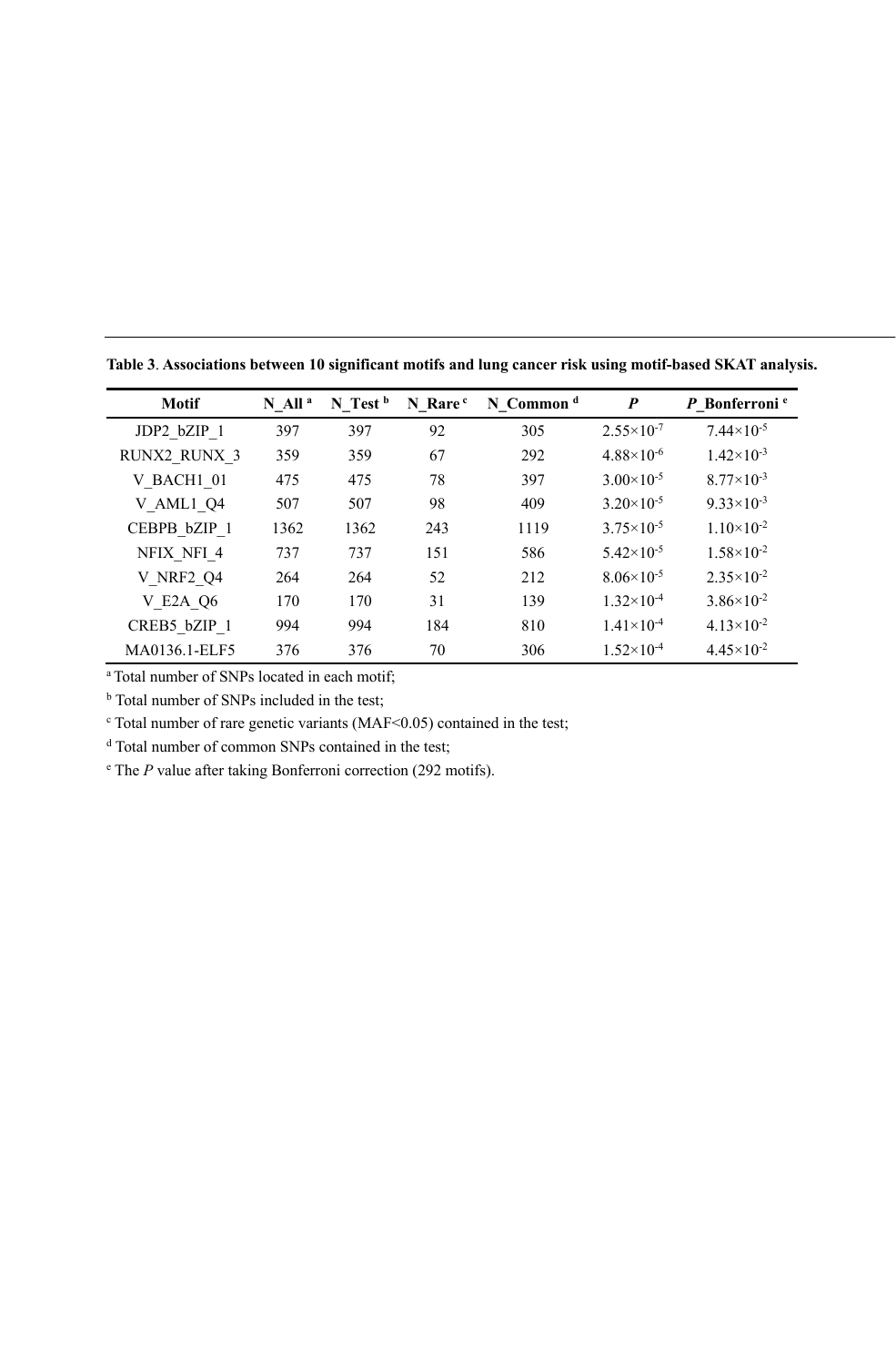**Table 3**. **Associations between 10 significant motifs and lung cancer risk using motif-based SKAT analysis.**

| Motif | N_All [a] | N_Test [b] | N_Rare [c] | N_Common [d] | *P* | *P*_Bonferroni [e] |
|---|---|---|---|---|---|---|
| JDP2_bZIP_1 | 397 | 397 | 92 | 305 | $2.55\times10^{-7}$ | $7.44\times10^{-5}$ |
| RUNX2_RUNX_3 | 359 | 359 | 67 | 292 | $4.88\times10^{-6}$ | $1.42\times10^{-3}$ |
| V_BACH1_01 | 475 | 475 | 78 | 397 | $3.00\times10^{-5}$ | $8.77\times10^{-3}$ |
| V_AML1_Q4 | 507 | 507 | 98 | 409 | $3.20\times10^{-5}$ | $9.33\times10^{-3}$ |
| CEBPB_bZIP_1 | 1362 | 1362 | 243 | 1119 | $3.75\times10^{-5}$ | $1.10\times10^{-2}$ |
| NFIX_NFI_4 | 737 | 737 | 151 | 586 | $5.42\times10^{-5}$ | $1.58\times10^{-2}$ |
| V_NRF2_Q4 | 264 | 264 | 52 | 212 | $8.06\times10^{-5}$ | $2.35\times10^{-2}$ |
| V_E2A_Q6 | 170 | 170 | 31 | 139 | $1.32\times10^{-4}$ | $3.86\times10^{-2}$ |
| CREB5_bZIP_1 | 994 | 994 | 184 | 810 | $1.41\times10^{-4}$ | $4.13\times10^{-2}$ |
| MA0136.1-ELF5 | 376 | 376 | 70 | 306 | $1.52\times10^{-4}$ | $4.45\times10^{-2}$ |

[a] Total number of SNPs located in each motif;

[b] Total number of SNPs included in the test;

[c] Total number of rare genetic variants (MAF<0.05) contained in the test;

[d] Total number of common SNPs contained in the test;

[e] The *P* value after taking Bonferroni correction (292 motifs).